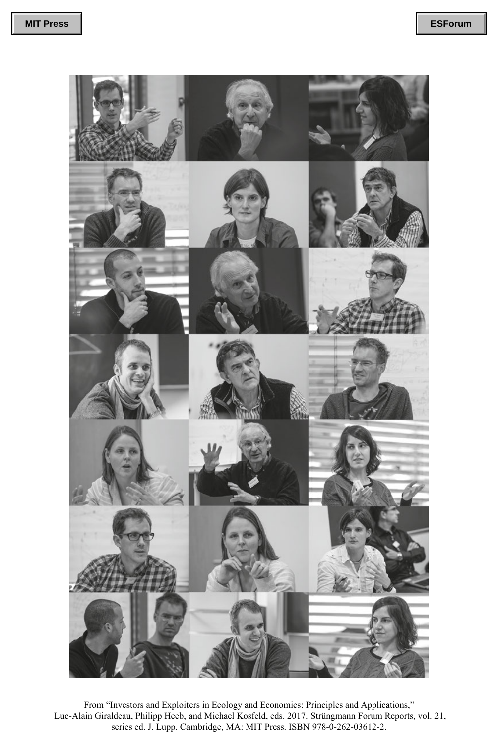From "Investors and Exploiters in Ecology and Economics: Principles and Applications," Luc-Alain Giraldeau, Philipp Heeb, and Michael Kosfeld, eds. 2017. Strüngmann Forum Reports, vol. 21, series ed. J. Lupp. Cambridge, MA: MIT Press. ISBN 978-0-262-03612-2.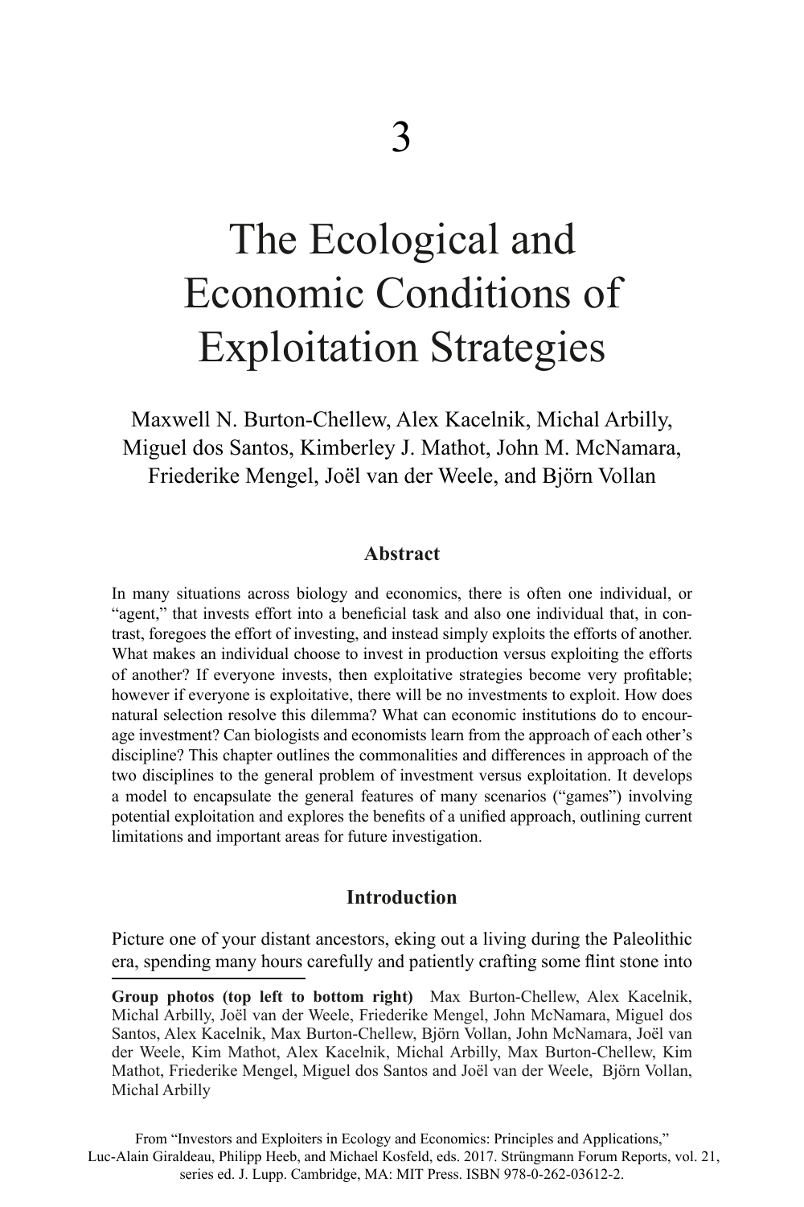# 3

# The Ecological and Economic Conditions of Exploitation Strategies

Maxwell N. Burton-Chellew, Alex Kacelnik, Michal Arbilly, Miguel dos Santos, Kimberley J. Mathot, John M. McNamara, Friederike Mengel, Joël van der Weele, and Björn Vollan

### Abstract

In many situations across biology and economics, there is often one individual, or "agent," that invests effort into a beneficial task and also one individual that, in contrast, foregoes the effort of investing, and instead simply exploits the efforts of another. What makes an individual choose to invest in production versus exploiting the efforts of another? If everyone invests, then exploitative strategies become very profitable; however if everyone is exploitative, there will be no investments to exploit. How does natural selection resolve this dilemma? What can economic institutions do to encourage investment? Can biologists and economists learn from the approach of each other's discipline? This chapter outlines the commonalities and differences in approach of the two disciplines to the general problem of investment versus exploitation. It develops a model to encapsulate the general features of many scenarios ("games") involving potential exploitation and explores the benefits of a unified approach, outlining current limitations and important areas for future investigation.

### Introduction

Picture one of your distant ancestors, eking out a living during the Paleolithic era, spending many hours carefully and patiently crafting some flint stone into

**Group photos (top left to bottom right)** Max Burton-Chellew, Alex Kacelnik, Michal Arbilly, Joël van der Weele, Friederike Mengel, John McNamara, Miguel dos Santos, Alex Kacelnik, Max Burton-Chellew, Björn Vollan, John McNamara, Joël van der Weele, Kim Mathot, Alex Kacelnik, Michal Arbilly, Max Burton-Chellew, Kim Mathot, Friederike Mengel, Miguel dos Santos and Joël van der Weele, Björn Vollan, Michal Arbilly

From "Investors and Exploiters in Ecology and Economics: Principles and Applications," Luc-Alain Giraldeau, Philipp Heeb, and Michael Kosfeld, eds. 2017. Strüngmann Forum Reports, vol. 21, series ed. J. Lupp. Cambridge, MA: MIT Press. ISBN 978-0-262-03612-2.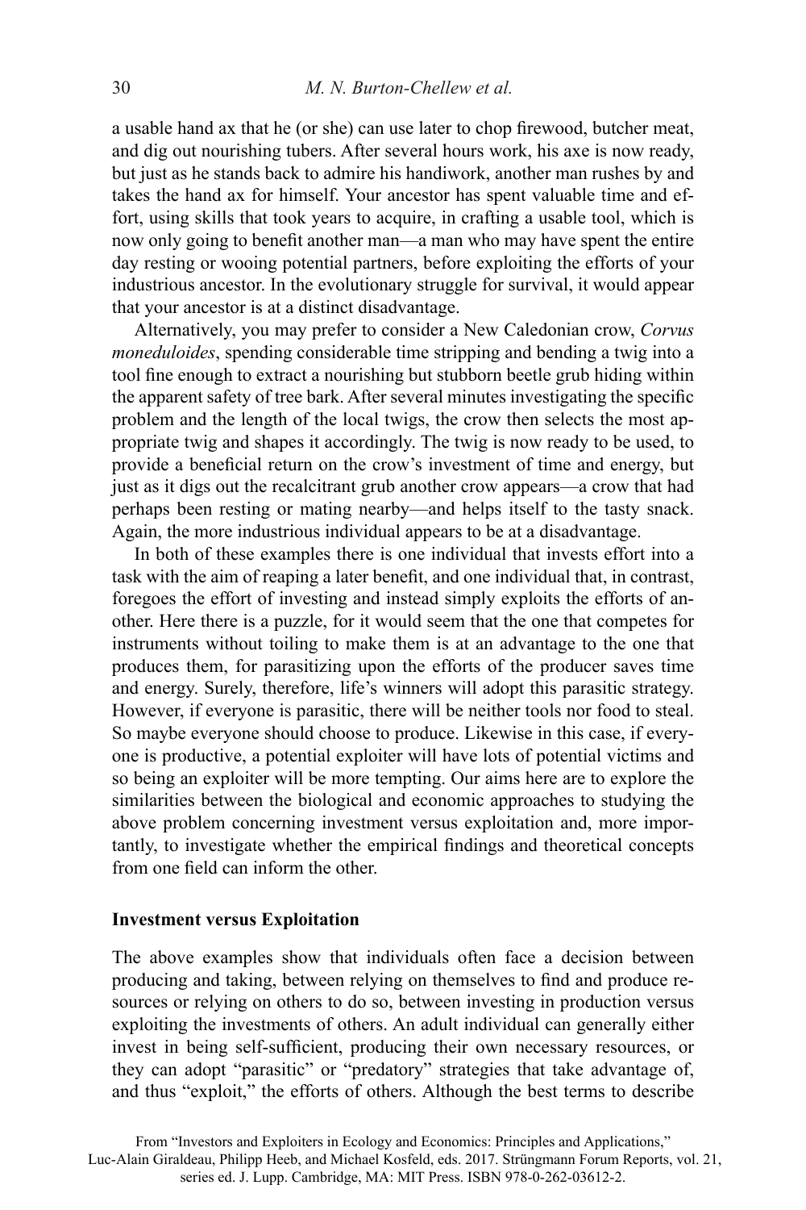a usable hand ax that he (or she) can use later to chop firewood, butcher meat, and dig out nourishing tubers. After several hours work, his axe is now ready, but just as he stands back to admire his handiwork, another man rushes by and takes the hand ax for himself. Your ancestor has spent valuable time and effort, using skills that took years to acquire, in crafting a usable tool, which is now only going to benefit another man—a man who may have spent the entire day resting or wooing potential partners, before exploiting the efforts of your industrious ancestor. In the evolutionary struggle for survival, it would appear that your ancestor is at a distinct disadvantage.

Alternatively, you may prefer to consider a New Caledonian crow, *Corvus moneduloides*, spending considerable time stripping and bending a twig into a tool fine enough to extract a nourishing but stubborn beetle grub hiding within the apparent safety of tree bark. After several minutes investigating the specific problem and the length of the local twigs, the crow then selects the most appropriate twig and shapes it accordingly. The twig is now ready to be used, to provide a beneficial return on the crow's investment of time and energy, but just as it digs out the recalcitrant grub another crow appears—a crow that had perhaps been resting or mating nearby—and helps itself to the tasty snack. Again, the more industrious individual appears to be at a disadvantage.

In both of these examples there is one individual that invests effort into a task with the aim of reaping a later benefit, and one individual that, in contrast, foregoes the effort of investing and instead simply exploits the efforts of another. Here there is a puzzle, for it would seem that the one that competes for instruments without toiling to make them is at an advantage to the one that produces them, for parasitizing upon the efforts of the producer saves time and energy. Surely, therefore, life's winners will adopt this parasitic strategy. However, if everyone is parasitic, there will be neither tools nor food to steal. So maybe everyone should choose to produce. Likewise in this case, if everyone is productive, a potential exploiter will have lots of potential victims and so being an exploiter will be more tempting. Our aims here are to explore the similarities between the biological and economic approaches to studying the above problem concerning investment versus exploitation and, more importantly, to investigate whether the empirical findings and theoretical concepts from one field can inform the other.

## Investment versus Exploitation

The above examples show that individuals often face a decision between producing and taking, between relying on themselves to find and produce resources or relying on others to do so, between investing in production versus exploiting the investments of others. An adult individual can generally either invest in being self-sufficient, producing their own necessary resources, or they can adopt "parasitic" or "predatory" strategies that take advantage of, and thus "exploit," the efforts of others. Although the best terms to describe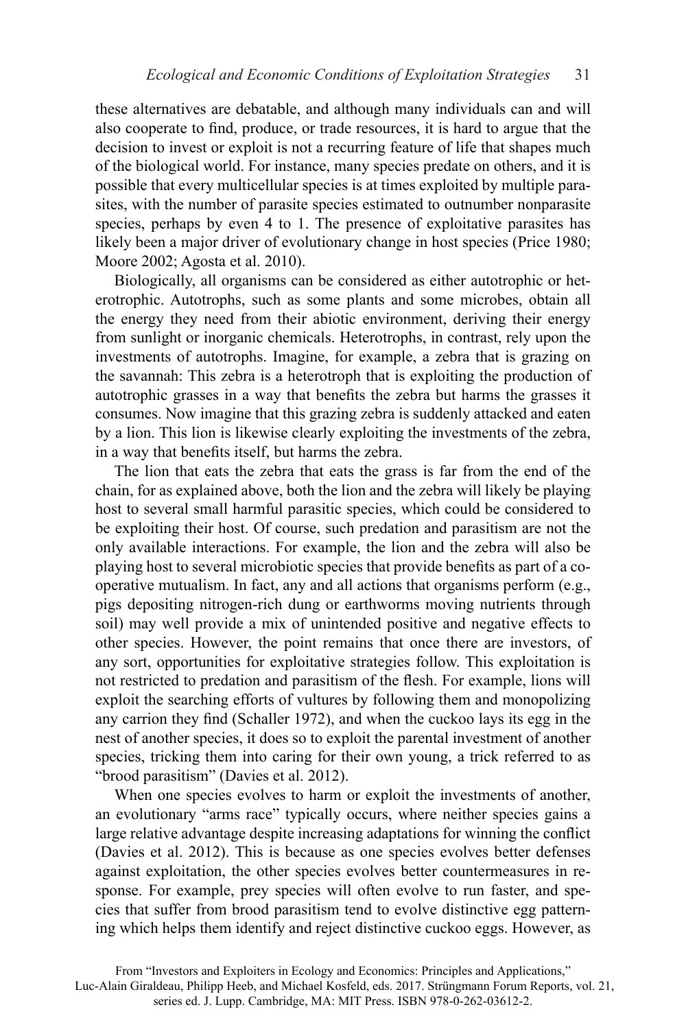these alternatives are debatable, and although many individuals can and will also cooperate to find, produce, or trade resources, it is hard to argue that the decision to invest or exploit is not a recurring feature of life that shapes much of the biological world. For instance, many species predate on others, and it is possible that every multicellular species is at times exploited by multiple parasites, with the number of parasite species estimated to outnumber nonparasite species, perhaps by even 4 to 1. The presence of exploitative parasites has likely been a major driver of evolutionary change in host species (Price 1980; Moore 2002; Agosta et al. 2010).

Biologically, all organisms can be considered as either autotrophic or heterotrophic. Autotrophs, such as some plants and some microbes, obtain all the energy they need from their abiotic environment, deriving their energy from sunlight or inorganic chemicals. Heterotrophs, in contrast, rely upon the investments of autotrophs. Imagine, for example, a zebra that is grazing on the savannah: This zebra is a heterotroph that is exploiting the production of autotrophic grasses in a way that benefits the zebra but harms the grasses it consumes. Now imagine that this grazing zebra is suddenly attacked and eaten by a lion. This lion is likewise clearly exploiting the investments of the zebra, in a way that benefits itself, but harms the zebra.

The lion that eats the zebra that eats the grass is far from the end of the chain, for as explained above, both the lion and the zebra will likely be playing host to several small harmful parasitic species, which could be considered to be exploiting their host. Of course, such predation and parasitism are not the only available interactions. For example, the lion and the zebra will also be playing host to several microbiotic species that provide benefits as part of a cooperative mutualism. In fact, any and all actions that organisms perform (e.g., pigs depositing nitrogen-rich dung or earthworms moving nutrients through soil) may well provide a mix of unintended positive and negative effects to other species. However, the point remains that once there are investors, of any sort, opportunities for exploitative strategies follow. This exploitation is not restricted to predation and parasitism of the flesh. For example, lions will exploit the searching efforts of vultures by following them and monopolizing any carrion they find (Schaller 1972), and when the cuckoo lays its egg in the nest of another species, it does so to exploit the parental investment of another species, tricking them into caring for their own young, a trick referred to as "brood parasitism" (Davies et al. 2012).

When one species evolves to harm or exploit the investments of another, an evolutionary "arms race" typically occurs, where neither species gains a large relative advantage despite increasing adaptations for winning the conflict (Davies et al. 2012). This is because as one species evolves better defenses against exploitation, the other species evolves better countermeasures in response. For example, prey species will often evolve to run faster, and species that suffer from brood parasitism tend to evolve distinctive egg patterning which helps them identify and reject distinctive cuckoo eggs. However, as

From "Investors and Exploiters in Ecology and Economics: Principles and Applications," Luc-Alain Giraldeau, Philipp Heeb, and Michael Kosfeld, eds. 2017. Strüngmann Forum Reports, vol. 21, series ed. J. Lupp. Cambridge, MA: MIT Press. ISBN 978-0-262-03612-2.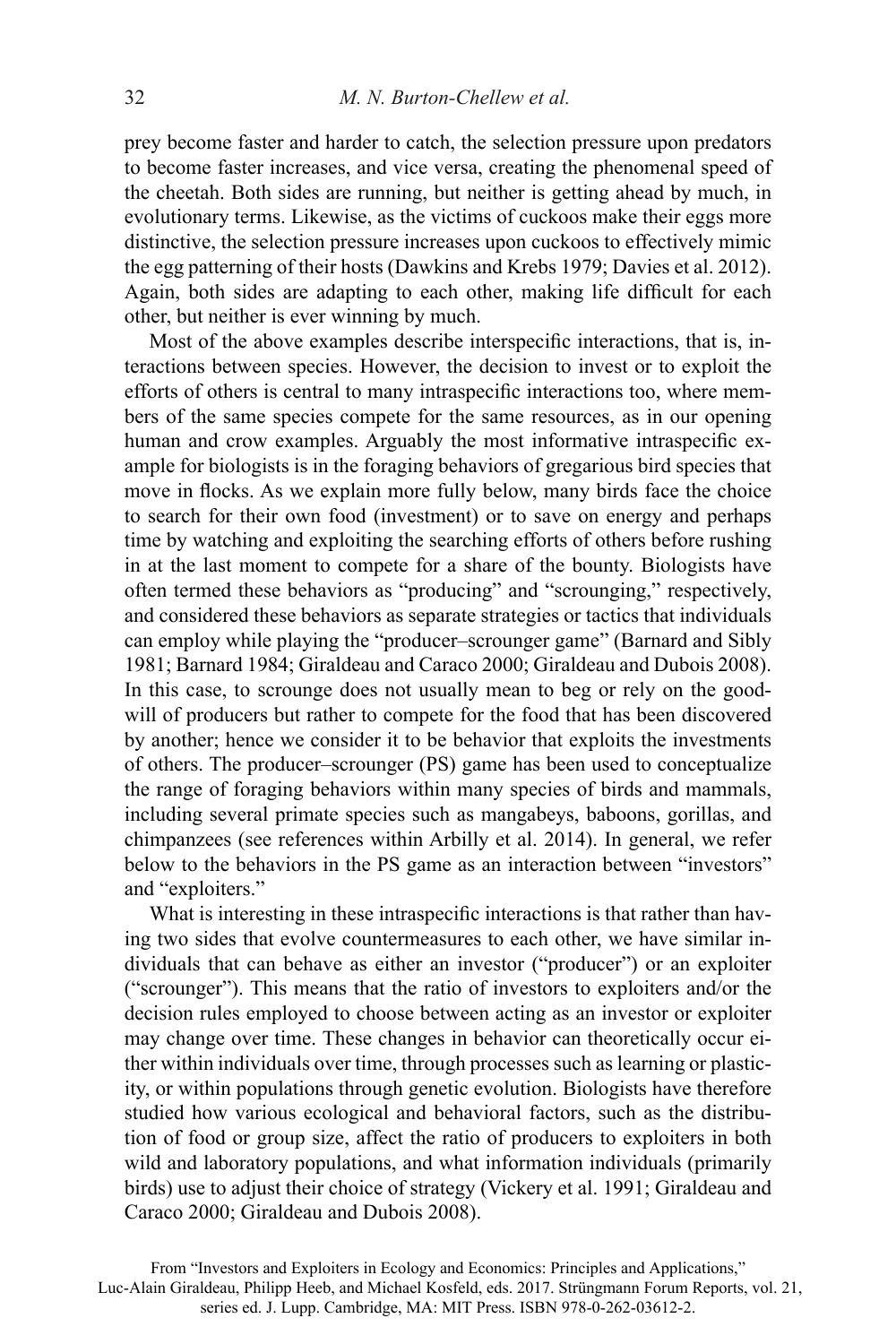prey become faster and harder to catch, the selection pressure upon predators to become faster increases, and vice versa, creating the phenomenal speed of the cheetah. Both sides are running, but neither is getting ahead by much, in evolutionary terms. Likewise, as the victims of cuckoos make their eggs more distinctive, the selection pressure increases upon cuckoos to effectively mimic the egg patterning of their hosts (Dawkins and Krebs 1979; Davies et al. 2012). Again, both sides are adapting to each other, making life difficult for each other, but neither is ever winning by much.

Most of the above examples describe interspecific interactions, that is, interactions between species. However, the decision to invest or to exploit the efforts of others is central to many intraspecific interactions too, where members of the same species compete for the same resources, as in our opening human and crow examples. Arguably the most informative intraspecific example for biologists is in the foraging behaviors of gregarious bird species that move in flocks. As we explain more fully below, many birds face the choice to search for their own food (investment) or to save on energy and perhaps time by watching and exploiting the searching efforts of others before rushing in at the last moment to compete for a share of the bounty. Biologists have often termed these behaviors as "producing" and "scrounging," respectively, and considered these behaviors as separate strategies or tactics that individuals can employ while playing the "producer–scrounger game" (Barnard and Sibly 1981; Barnard 1984; Giraldeau and Caraco 2000; Giraldeau and Dubois 2008). In this case, to scrounge does not usually mean to beg or rely on the goodwill of producers but rather to compete for the food that has been discovered by another; hence we consider it to be behavior that exploits the investments of others. The producer–scrounger (PS) game has been used to conceptualize the range of foraging behaviors within many species of birds and mammals, including several primate species such as mangabeys, baboons, gorillas, and chimpanzees (see references within Arbilly et al. 2014). In general, we refer below to the behaviors in the PS game as an interaction between "investors" and "exploiters."

What is interesting in these intraspecific interactions is that rather than having two sides that evolve countermeasures to each other, we have similar individuals that can behave as either an investor ("producer") or an exploiter ("scrounger"). This means that the ratio of investors to exploiters and/or the decision rules employed to choose between acting as an investor or exploiter may change over time. These changes in behavior can theoretically occur either within individuals over time, through processes such as learning or plasticity, or within populations through genetic evolution. Biologists have therefore studied how various ecological and behavioral factors, such as the distribution of food or group size, affect the ratio of producers to exploiters in both wild and laboratory populations, and what information individuals (primarily birds) use to adjust their choice of strategy (Vickery et al. 1991; Giraldeau and Caraco 2000; Giraldeau and Dubois 2008).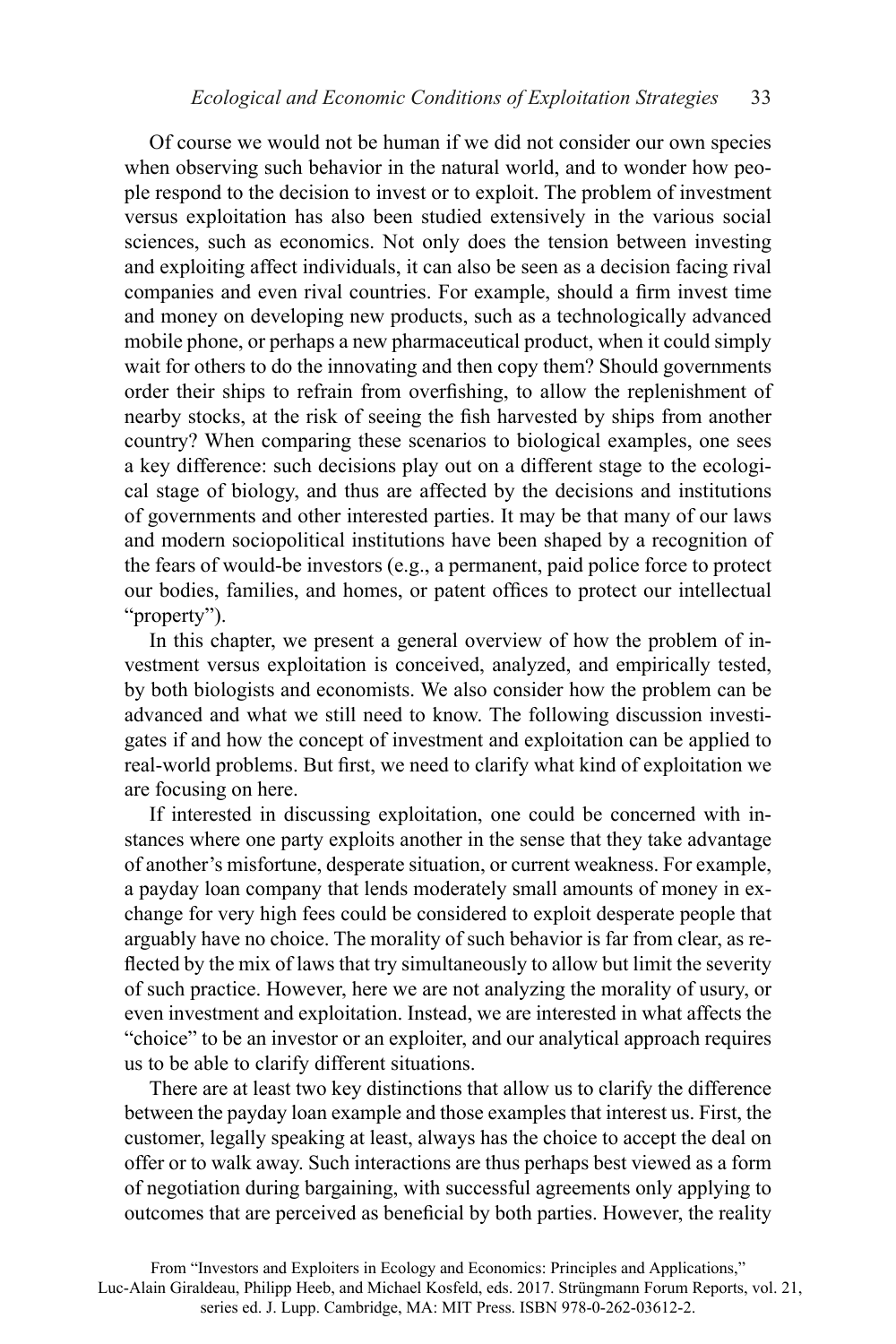Of course we would not be human if we did not consider our own species when observing such behavior in the natural world, and to wonder how people respond to the decision to invest or to exploit. The problem of investment versus exploitation has also been studied extensively in the various social sciences, such as economics. Not only does the tension between investing and exploiting affect individuals, it can also be seen as a decision facing rival companies and even rival countries. For example, should a firm invest time and money on developing new products, such as a technologically advanced mobile phone, or perhaps a new pharmaceutical product, when it could simply wait for others to do the innovating and then copy them? Should governments order their ships to refrain from overfishing, to allow the replenishment of nearby stocks, at the risk of seeing the fish harvested by ships from another country? When comparing these scenarios to biological examples, one sees a key difference: such decisions play out on a different stage to the ecological stage of biology, and thus are affected by the decisions and institutions of governments and other interested parties. It may be that many of our laws and modern sociopolitical institutions have been shaped by a recognition of the fears of would-be investors (e.g., a permanent, paid police force to protect our bodies, families, and homes, or patent offices to protect our intellectual "property").

In this chapter, we present a general overview of how the problem of investment versus exploitation is conceived, analyzed, and empirically tested, by both biologists and economists. We also consider how the problem can be advanced and what we still need to know. The following discussion investigates if and how the concept of investment and exploitation can be applied to real-world problems. But first, we need to clarify what kind of exploitation we are focusing on here.

If interested in discussing exploitation, one could be concerned with instances where one party exploits another in the sense that they take advantage of another's misfortune, desperate situation, or current weakness. For example, a payday loan company that lends moderately small amounts of money in exchange for very high fees could be considered to exploit desperate people that arguably have no choice. The morality of such behavior is far from clear, as reflected by the mix of laws that try simultaneously to allow but limit the severity of such practice. However, here we are not analyzing the morality of usury, or even investment and exploitation. Instead, we are interested in what affects the "choice" to be an investor or an exploiter, and our analytical approach requires us to be able to clarify different situations.

There are at least two key distinctions that allow us to clarify the difference between the payday loan example and those examples that interest us. First, the customer, legally speaking at least, always has the choice to accept the deal on offer or to walk away. Such interactions are thus perhaps best viewed as a form of negotiation during bargaining, with successful agreements only applying to outcomes that are perceived as beneficial by both parties. However, the reality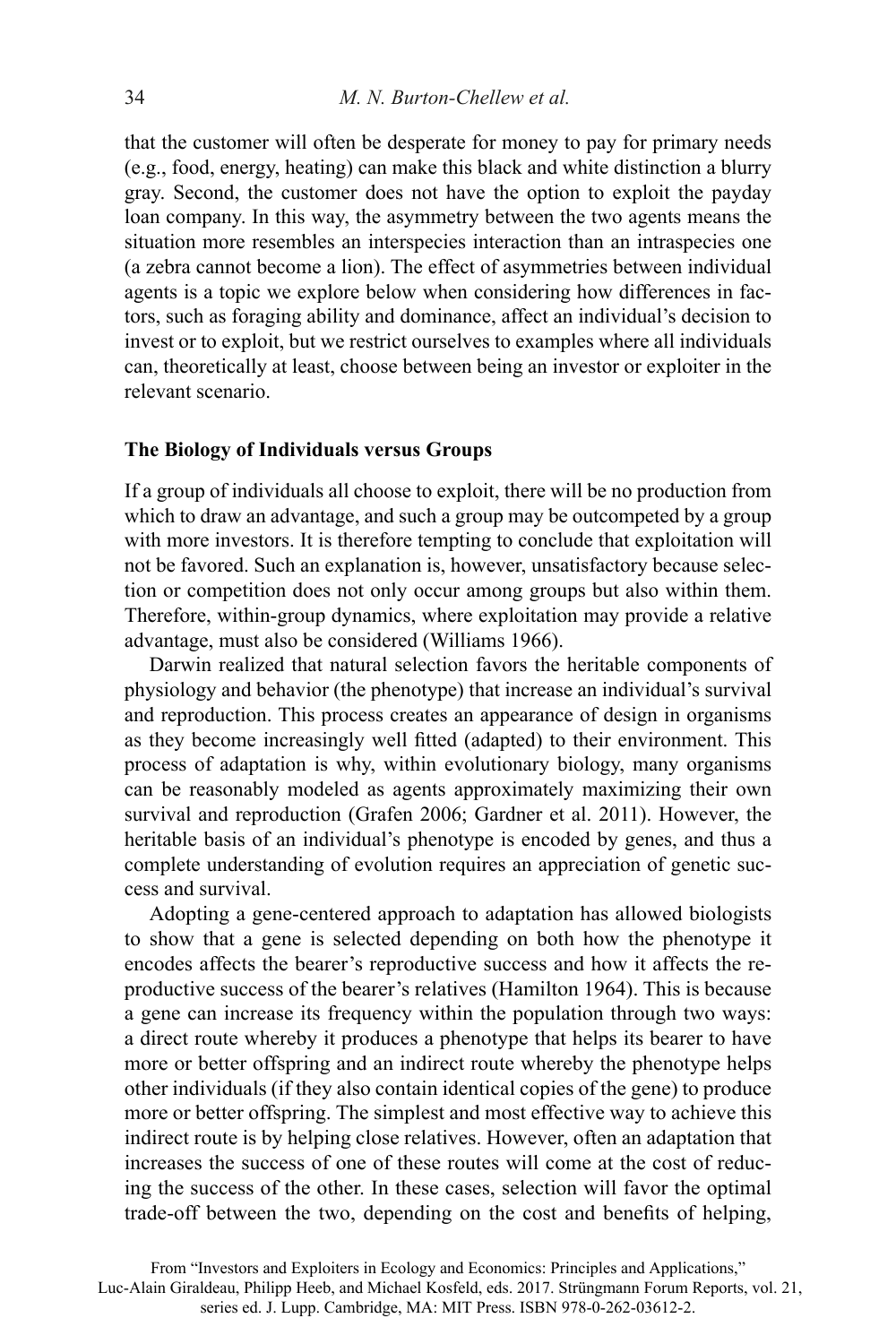that the customer will often be desperate for money to pay for primary needs (e.g., food, energy, heating) can make this black and white distinction a blurry gray. Second, the customer does not have the option to exploit the payday loan company. In this way, the asymmetry between the two agents means the situation more resembles an interspecies interaction than an intraspecies one (a zebra cannot become a lion). The effect of asymmetries between individual agents is a topic we explore below when considering how differences in factors, such as foraging ability and dominance, affect an individual's decision to invest or to exploit, but we restrict ourselves to examples where all individuals can, theoretically at least, choose between being an investor or exploiter in the relevant scenario.

### The Biology of Individuals versus Groups

If a group of individuals all choose to exploit, there will be no production from which to draw an advantage, and such a group may be outcompeted by a group with more investors. It is therefore tempting to conclude that exploitation will not be favored. Such an explanation is, however, unsatisfactory because selection or competition does not only occur among groups but also within them. Therefore, within-group dynamics, where exploitation may provide a relative advantage, must also be considered (Williams 1966).

Darwin realized that natural selection favors the heritable components of physiology and behavior (the phenotype) that increase an individual's survival and reproduction. This process creates an appearance of design in organisms as they become increasingly well fitted (adapted) to their environment. This process of adaptation is why, within evolutionary biology, many organisms can be reasonably modeled as agents approximately maximizing their own survival and reproduction (Grafen 2006; Gardner et al. 2011). However, the heritable basis of an individual's phenotype is encoded by genes, and thus a complete understanding of evolution requires an appreciation of genetic success and survival.

Adopting a gene-centered approach to adaptation has allowed biologists to show that a gene is selected depending on both how the phenotype it encodes affects the bearer's reproductive success and how it affects the reproductive success of the bearer's relatives (Hamilton 1964). This is because a gene can increase its frequency within the population through two ways: a direct route whereby it produces a phenotype that helps its bearer to have more or better offspring and an indirect route whereby the phenotype helps other individuals (if they also contain identical copies of the gene) to produce more or better offspring. The simplest and most effective way to achieve this indirect route is by helping close relatives. However, often an adaptation that increases the success of one of these routes will come at the cost of reducing the success of the other. In these cases, selection will favor the optimal trade-off between the two, depending on the cost and benefits of helping,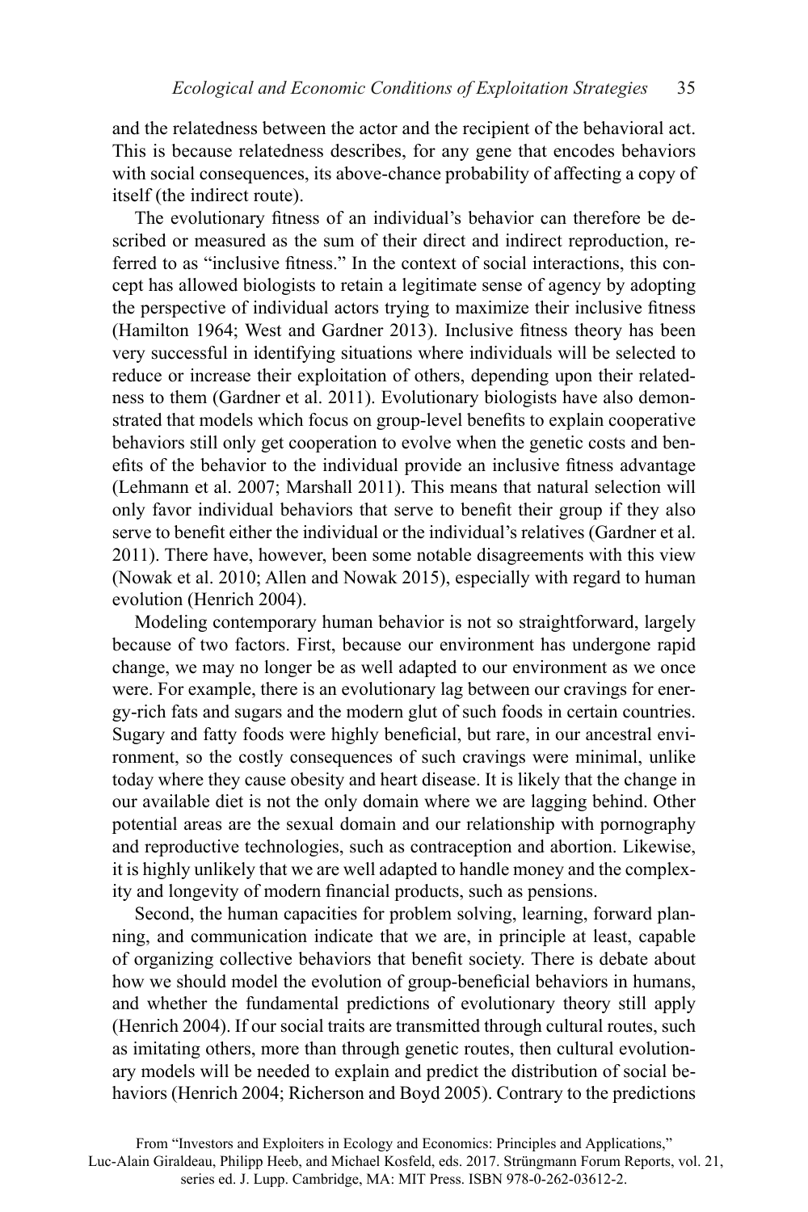and the relatedness between the actor and the recipient of the behavioral act. This is because relatedness describes, for any gene that encodes behaviors with social consequences, its above-chance probability of affecting a copy of itself (the indirect route).

The evolutionary fitness of an individual's behavior can therefore be described or measured as the sum of their direct and indirect reproduction, referred to as "inclusive fitness." In the context of social interactions, this concept has allowed biologists to retain a legitimate sense of agency by adopting the perspective of individual actors trying to maximize their inclusive fitness (Hamilton 1964; West and Gardner 2013). Inclusive fitness theory has been very successful in identifying situations where individuals will be selected to reduce or increase their exploitation of others, depending upon their relatedness to them (Gardner et al. 2011). Evolutionary biologists have also demonstrated that models which focus on group-level benefits to explain cooperative behaviors still only get cooperation to evolve when the genetic costs and benefits of the behavior to the individual provide an inclusive fitness advantage (Lehmann et al. 2007; Marshall 2011). This means that natural selection will only favor individual behaviors that serve to benefit their group if they also serve to benefit either the individual or the individual's relatives (Gardner et al. 2011). There have, however, been some notable disagreements with this view (Nowak et al. 2010; Allen and Nowak 2015), especially with regard to human evolution (Henrich 2004).

Modeling contemporary human behavior is not so straightforward, largely because of two factors. First, because our environment has undergone rapid change, we may no longer be as well adapted to our environment as we once were. For example, there is an evolutionary lag between our cravings for energy-rich fats and sugars and the modern glut of such foods in certain countries. Sugary and fatty foods were highly beneficial, but rare, in our ancestral environment, so the costly consequences of such cravings were minimal, unlike today where they cause obesity and heart disease. It is likely that the change in our available diet is not the only domain where we are lagging behind. Other potential areas are the sexual domain and our relationship with pornography and reproductive technologies, such as contraception and abortion. Likewise, it is highly unlikely that we are well adapted to handle money and the complexity and longevity of modern financial products, such as pensions.

Second, the human capacities for problem solving, learning, forward planning, and communication indicate that we are, in principle at least, capable of organizing collective behaviors that benefit society. There is debate about how we should model the evolution of group-beneficial behaviors in humans, and whether the fundamental predictions of evolutionary theory still apply (Henrich 2004). If our social traits are transmitted through cultural routes, such as imitating others, more than through genetic routes, then cultural evolutionary models will be needed to explain and predict the distribution of social behaviors (Henrich 2004; Richerson and Boyd 2005). Contrary to the predictions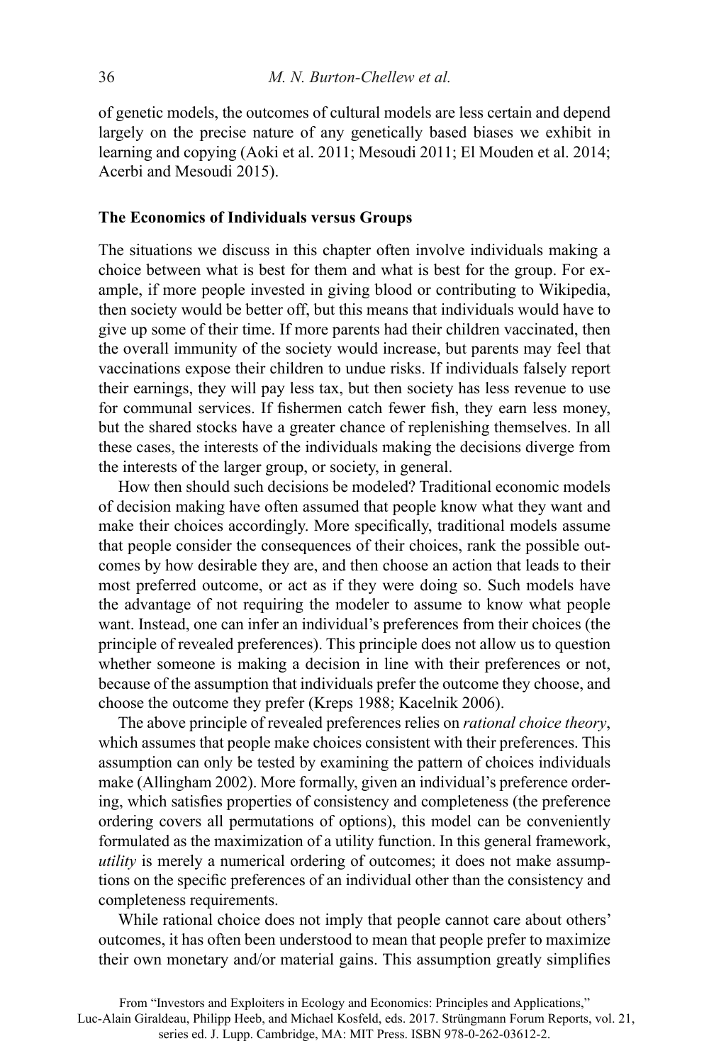of genetic models, the outcomes of cultural models are less certain and depend largely on the precise nature of any genetically based biases we exhibit in learning and copying (Aoki et al. 2011; Mesoudi 2011; El Mouden et al. 2014; Acerbi and Mesoudi 2015).

### The Economics of Individuals versus Groups

The situations we discuss in this chapter often involve individuals making a choice between what is best for them and what is best for the group. For example, if more people invested in giving blood or contributing to Wikipedia, then society would be better off, but this means that individuals would have to give up some of their time. If more parents had their children vaccinated, then the overall immunity of the society would increase, but parents may feel that vaccinations expose their children to undue risks. If individuals falsely report their earnings, they will pay less tax, but then society has less revenue to use for communal services. If fishermen catch fewer fish, they earn less money, but the shared stocks have a greater chance of replenishing themselves. In all these cases, the interests of the individuals making the decisions diverge from the interests of the larger group, or society, in general.

How then should such decisions be modeled? Traditional economic models of decision making have often assumed that people know what they want and make their choices accordingly. More specifically, traditional models assume that people consider the consequences of their choices, rank the possible outcomes by how desirable they are, and then choose an action that leads to their most preferred outcome, or act as if they were doing so. Such models have the advantage of not requiring the modeler to assume to know what people want. Instead, one can infer an individual's preferences from their choices (the principle of revealed preferences). This principle does not allow us to question whether someone is making a decision in line with their preferences or not, because of the assumption that individuals prefer the outcome they choose, and choose the outcome they prefer (Kreps 1988; Kacelnik 2006).

The above principle of revealed preferences relies on *rational choice theory*, which assumes that people make choices consistent with their preferences. This assumption can only be tested by examining the pattern of choices individuals make (Allingham 2002). More formally, given an individual's preference ordering, which satisfies properties of consistency and completeness (the preference ordering covers all permutations of options), this model can be conveniently formulated as the maximization of a utility function. In this general framework, *utility* is merely a numerical ordering of outcomes; it does not make assumptions on the specific preferences of an individual other than the consistency and completeness requirements.

While rational choice does not imply that people cannot care about others' outcomes, it has often been understood to mean that people prefer to maximize their own monetary and/or material gains. This assumption greatly simplifies

From "Investors and Exploiters in Ecology and Economics: Principles and Applications," Luc-Alain Giraldeau, Philipp Heeb, and Michael Kosfeld, eds. 2017. Strüngmann Forum Reports, vol. 21, series ed. J. Lupp. Cambridge, MA: MIT Press. ISBN 978-0-262-03612-2.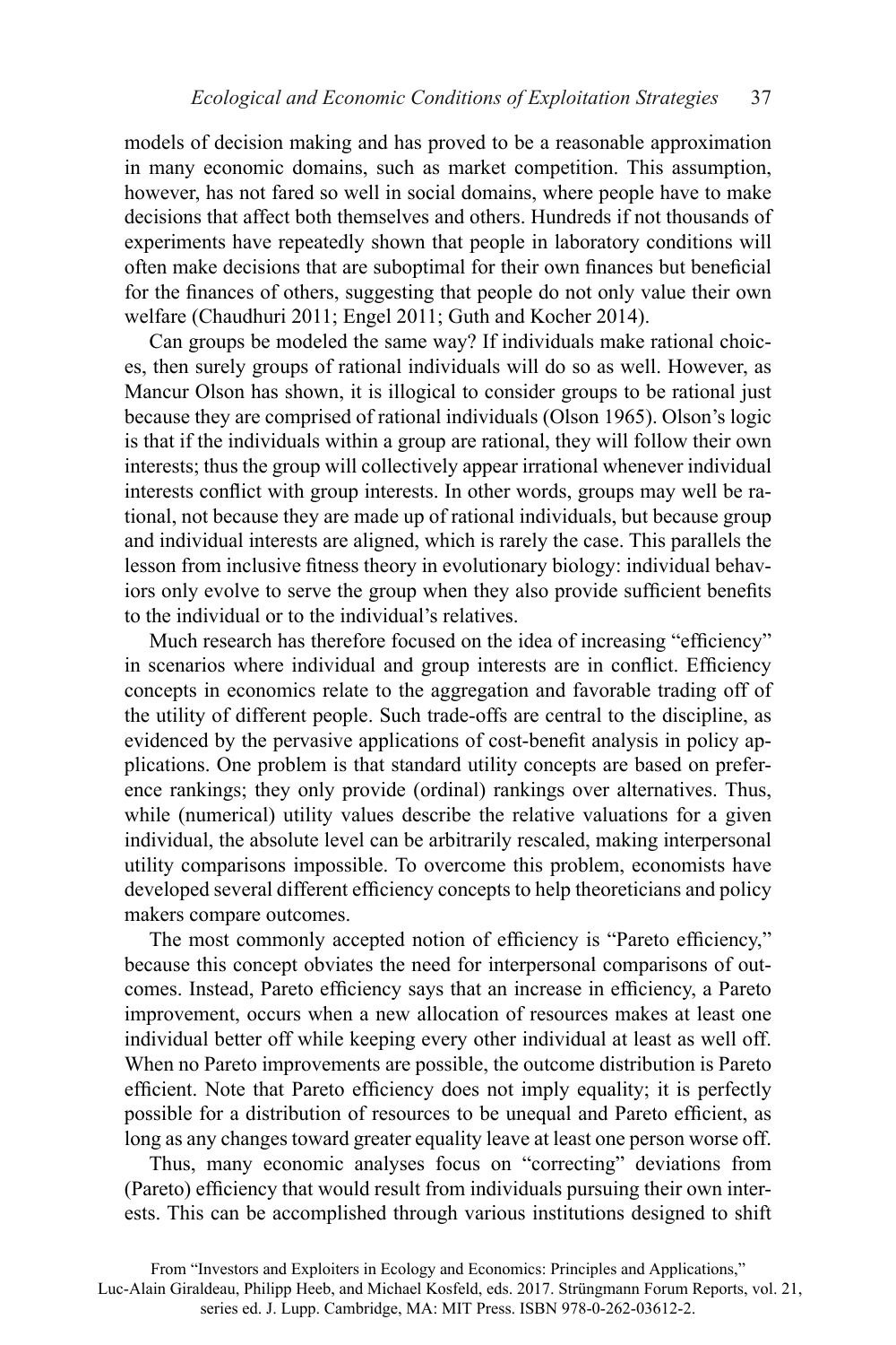models of decision making and has proved to be a reasonable approximation in many economic domains, such as market competition. This assumption, however, has not fared so well in social domains, where people have to make decisions that affect both themselves and others. Hundreds if not thousands of experiments have repeatedly shown that people in laboratory conditions will often make decisions that are suboptimal for their own finances but beneficial for the finances of others, suggesting that people do not only value their own welfare (Chaudhuri 2011; Engel 2011; Guth and Kocher 2014).

Can groups be modeled the same way? If individuals make rational choices, then surely groups of rational individuals will do so as well. However, as Mancur Olson has shown, it is illogical to consider groups to be rational just because they are comprised of rational individuals (Olson 1965). Olson's logic is that if the individuals within a group are rational, they will follow their own interests; thus the group will collectively appear irrational whenever individual interests conflict with group interests. In other words, groups may well be rational, not because they are made up of rational individuals, but because group and individual interests are aligned, which is rarely the case. This parallels the lesson from inclusive fitness theory in evolutionary biology: individual behaviors only evolve to serve the group when they also provide sufficient benefits to the individual or to the individual's relatives.

Much research has therefore focused on the idea of increasing "efficiency" in scenarios where individual and group interests are in conflict. Efficiency concepts in economics relate to the aggregation and favorable trading off of the utility of different people. Such trade-offs are central to the discipline, as evidenced by the pervasive applications of cost-benefit analysis in policy applications. One problem is that standard utility concepts are based on preference rankings; they only provide (ordinal) rankings over alternatives. Thus, while (numerical) utility values describe the relative valuations for a given individual, the absolute level can be arbitrarily rescaled, making interpersonal utility comparisons impossible. To overcome this problem, economists have developed several different efficiency concepts to help theoreticians and policy makers compare outcomes.

The most commonly accepted notion of efficiency is "Pareto efficiency," because this concept obviates the need for interpersonal comparisons of outcomes. Instead, Pareto efficiency says that an increase in efficiency, a Pareto improvement, occurs when a new allocation of resources makes at least one individual better off while keeping every other individual at least as well off. When no Pareto improvements are possible, the outcome distribution is Pareto efficient. Note that Pareto efficiency does not imply equality; it is perfectly possible for a distribution of resources to be unequal and Pareto efficient, as long as any changes toward greater equality leave at least one person worse off.

Thus, many economic analyses focus on "correcting" deviations from (Pareto) efficiency that would result from individuals pursuing their own interests. This can be accomplished through various institutions designed to shift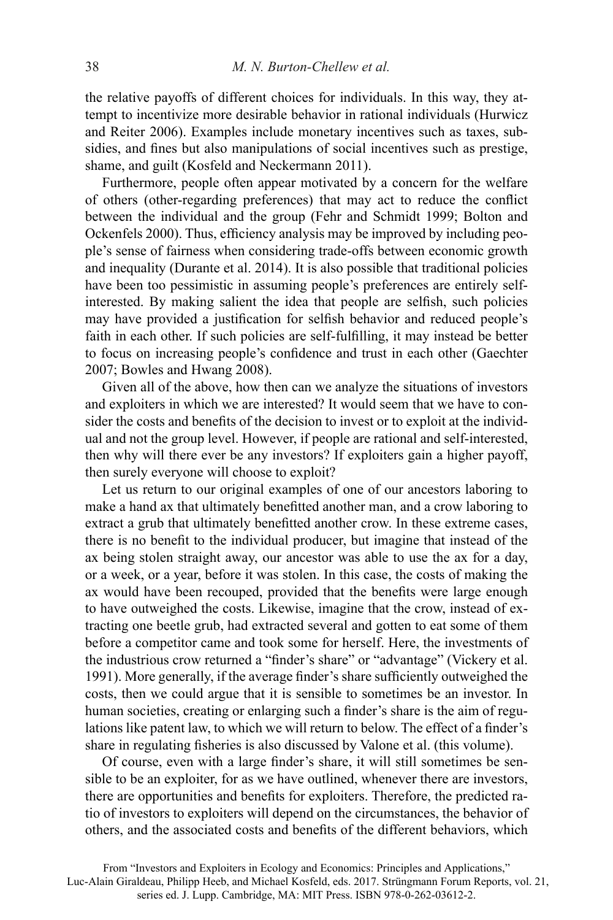the relative payoffs of different choices for individuals. In this way, they attempt to incentivize more desirable behavior in rational individuals (Hurwicz and Reiter 2006). Examples include monetary incentives such as taxes, subsidies, and fines but also manipulations of social incentives such as prestige, shame, and guilt (Kosfeld and Neckermann 2011).

Furthermore, people often appear motivated by a concern for the welfare of others (other-regarding preferences) that may act to reduce the conflict between the individual and the group (Fehr and Schmidt 1999; Bolton and Ockenfels 2000). Thus, efficiency analysis may be improved by including people's sense of fairness when considering trade-offs between economic growth and inequality (Durante et al. 2014). It is also possible that traditional policies have been too pessimistic in assuming people's preferences are entirely self-interested. By making salient the idea that people are selfish, such policies may have provided a justification for selfish behavior and reduced people's faith in each other. If such policies are self-fulfilling, it may instead be better to focus on increasing people's confidence and trust in each other (Gaechter 2007; Bowles and Hwang 2008).

Given all of the above, how then can we analyze the situations of investors and exploiters in which we are interested? It would seem that we have to consider the costs and benefits of the decision to invest or to exploit at the individual and not the group level. However, if people are rational and self-interested, then why will there ever be any investors? If exploiters gain a higher payoff, then surely everyone will choose to exploit?

Let us return to our original examples of one of our ancestors laboring to make a hand ax that ultimately benefitted another man, and a crow laboring to extract a grub that ultimately benefitted another crow. In these extreme cases, there is no benefit to the individual producer, but imagine that instead of the ax being stolen straight away, our ancestor was able to use the ax for a day, or a week, or a year, before it was stolen. In this case, the costs of making the ax would have been recouped, provided that the benefits were large enough to have outweighed the costs. Likewise, imagine that the crow, instead of extracting one beetle grub, had extracted several and gotten to eat some of them before a competitor came and took some for herself. Here, the investments of the industrious crow returned a "finder's share" or "advantage" (Vickery et al. 1991). More generally, if the average finder's share sufficiently outweighed the costs, then we could argue that it is sensible to sometimes be an investor. In human societies, creating or enlarging such a finder's share is the aim of regulations like patent law, to which we will return to below. The effect of a finder's share in regulating fisheries is also discussed by Valone et al. (this volume).

Of course, even with a large finder's share, it will still sometimes be sensible to be an exploiter, for as we have outlined, whenever there are investors, there are opportunities and benefits for exploiters. Therefore, the predicted ratio of investors to exploiters will depend on the circumstances, the behavior of others, and the associated costs and benefits of the different behaviors, which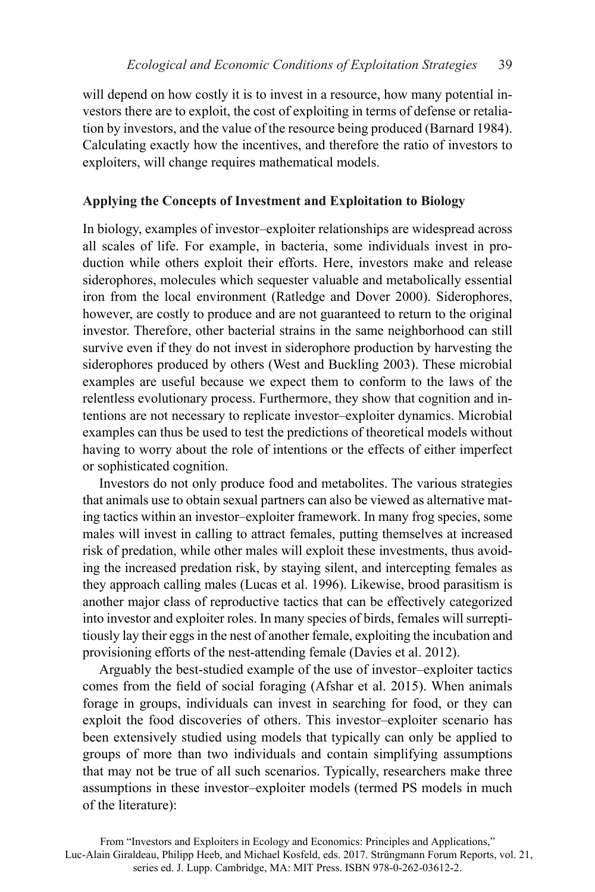will depend on how costly it is to invest in a resource, how many potential investors there are to exploit, the cost of exploiting in terms of defense or retaliation by investors, and the value of the resource being produced (Barnard 1984). Calculating exactly how the incentives, and therefore the ratio of investors to exploiters, will change requires mathematical models.

### Applying the Concepts of Investment and Exploitation to Biology

In biology, examples of investor–exploiter relationships are widespread across all scales of life. For example, in bacteria, some individuals invest in production while others exploit their efforts. Here, investors make and release siderophores, molecules which sequester valuable and metabolically essential iron from the local environment (Ratledge and Dover 2000). Siderophores, however, are costly to produce and are not guaranteed to return to the original investor. Therefore, other bacterial strains in the same neighborhood can still survive even if they do not invest in siderophore production by harvesting the siderophores produced by others (West and Buckling 2003). These microbial examples are useful because we expect them to conform to the laws of the relentless evolutionary process. Furthermore, they show that cognition and intentions are not necessary to replicate investor–exploiter dynamics. Microbial examples can thus be used to test the predictions of theoretical models without having to worry about the role of intentions or the effects of either imperfect or sophisticated cognition.

Investors do not only produce food and metabolites. The various strategies that animals use to obtain sexual partners can also be viewed as alternative mating tactics within an investor–exploiter framework. In many frog species, some males will invest in calling to attract females, putting themselves at increased risk of predation, while other males will exploit these investments, thus avoiding the increased predation risk, by staying silent, and intercepting females as they approach calling males (Lucas et al. 1996). Likewise, brood parasitism is another major class of reproductive tactics that can be effectively categorized into investor and exploiter roles. In many species of birds, females will surreptitiously lay their eggs in the nest of another female, exploiting the incubation and provisioning efforts of the nest-attending female (Davies et al. 2012).

Arguably the best-studied example of the use of investor–exploiter tactics comes from the field of social foraging (Afshar et al. 2015). When animals forage in groups, individuals can invest in searching for food, or they can exploit the food discoveries of others. This investor–exploiter scenario has been extensively studied using models that typically can only be applied to groups of more than two individuals and contain simplifying assumptions that may not be true of all such scenarios. Typically, researchers make three assumptions in these investor–exploiter models (termed PS models in much of the literature):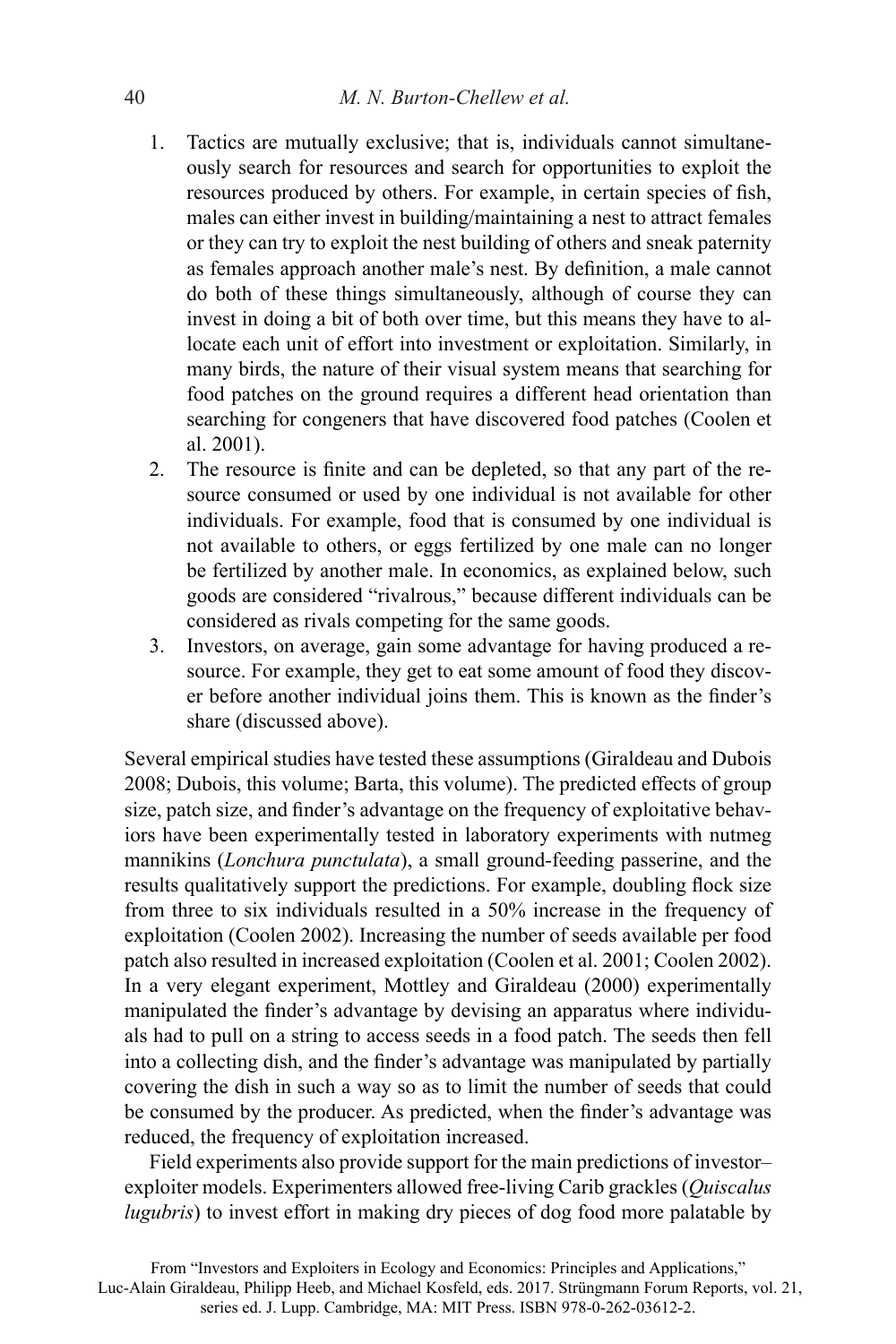1. Tactics are mutually exclusive; that is, individuals cannot simultaneously search for resources and search for opportunities to exploit the resources produced by others. For example, in certain species of fish, males can either invest in building/maintaining a nest to attract females or they can try to exploit the nest building of others and sneak paternity as females approach another male's nest. By definition, a male cannot do both of these things simultaneously, although of course they can invest in doing a bit of both over time, but this means they have to allocate each unit of effort into investment or exploitation. Similarly, in many birds, the nature of their visual system means that searching for food patches on the ground requires a different head orientation than searching for congeners that have discovered food patches (Coolen et al. 2001).
2. The resource is finite and can be depleted, so that any part of the resource consumed or used by one individual is not available for other individuals. For example, food that is consumed by one individual is not available to others, or eggs fertilized by one male can no longer be fertilized by another male. In economics, as explained below, such goods are considered "rivalrous," because different individuals can be considered as rivals competing for the same goods.
3. Investors, on average, gain some advantage for having produced a resource. For example, they get to eat some amount of food they discover before another individual joins them. This is known as the finder's share (discussed above).

Several empirical studies have tested these assumptions (Giraldeau and Dubois 2008; Dubois, this volume; Barta, this volume). The predicted effects of group size, patch size, and finder's advantage on the frequency of exploitative behaviors have been experimentally tested in laboratory experiments with nutmeg mannikins (*Lonchura punctulata*), a small ground-feeding passerine, and the results qualitatively support the predictions. For example, doubling flock size from three to six individuals resulted in a 50% increase in the frequency of exploitation (Coolen 2002). Increasing the number of seeds available per food patch also resulted in increased exploitation (Coolen et al. 2001; Coolen 2002). In a very elegant experiment, Mottley and Giraldeau (2000) experimentally manipulated the finder's advantage by devising an apparatus where individuals had to pull on a string to access seeds in a food patch. The seeds then fell into a collecting dish, and the finder's advantage was manipulated by partially covering the dish in such a way so as to limit the number of seeds that could be consumed by the producer. As predicted, when the finder's advantage was reduced, the frequency of exploitation increased.

Field experiments also provide support for the main predictions of investor–exploiter models. Experimenters allowed free-living Carib grackles (*Quiscalus lugubris*) to invest effort in making dry pieces of dog food more palatable by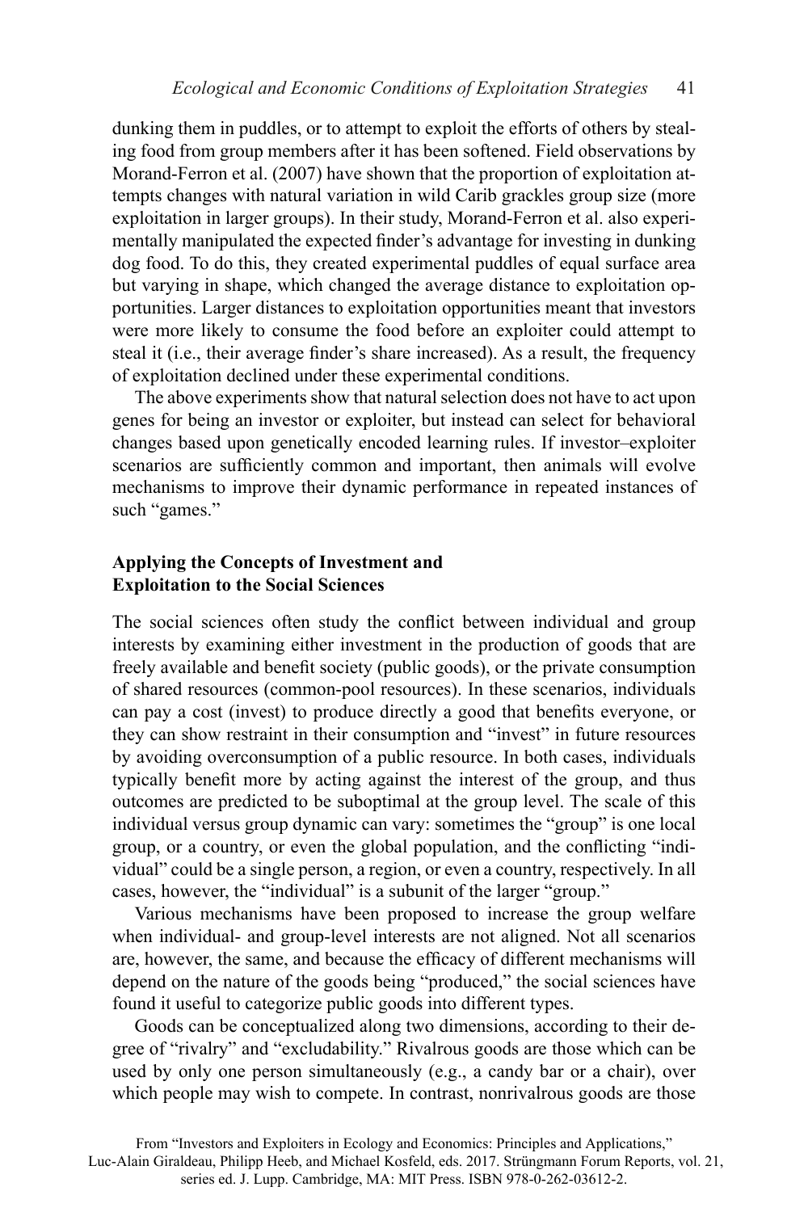dunking them in puddles, or to attempt to exploit the efforts of others by stealing food from group members after it has been softened. Field observations by Morand-Ferron et al. (2007) have shown that the proportion of exploitation attempts changes with natural variation in wild Carib grackles group size (more exploitation in larger groups). In their study, Morand-Ferron et al. also experimentally manipulated the expected finder's advantage for investing in dunking dog food. To do this, they created experimental puddles of equal surface area but varying in shape, which changed the average distance to exploitation opportunities. Larger distances to exploitation opportunities meant that investors were more likely to consume the food before an exploiter could attempt to steal it (i.e., their average finder's share increased). As a result, the frequency of exploitation declined under these experimental conditions.

The above experiments show that natural selection does not have to act upon genes for being an investor or exploiter, but instead can select for behavioral changes based upon genetically encoded learning rules. If investor–exploiter scenarios are sufficiently common and important, then animals will evolve mechanisms to improve their dynamic performance in repeated instances of such "games."

## Applying the Concepts of Investment and Exploitation to the Social Sciences

The social sciences often study the conflict between individual and group interests by examining either investment in the production of goods that are freely available and benefit society (public goods), or the private consumption of shared resources (common-pool resources). In these scenarios, individuals can pay a cost (invest) to produce directly a good that benefits everyone, or they can show restraint in their consumption and "invest" in future resources by avoiding overconsumption of a public resource. In both cases, individuals typically benefit more by acting against the interest of the group, and thus outcomes are predicted to be suboptimal at the group level. The scale of this individual versus group dynamic can vary: sometimes the "group" is one local group, or a country, or even the global population, and the conflicting "individual" could be a single person, a region, or even a country, respectively. In all cases, however, the "individual" is a subunit of the larger "group."

Various mechanisms have been proposed to increase the group welfare when individual- and group-level interests are not aligned. Not all scenarios are, however, the same, and because the efficacy of different mechanisms will depend on the nature of the goods being "produced," the social sciences have found it useful to categorize public goods into different types.

Goods can be conceptualized along two dimensions, according to their degree of "rivalry" and "excludability." Rivalrous goods are those which can be used by only one person simultaneously (e.g., a candy bar or a chair), over which people may wish to compete. In contrast, nonrivalrous goods are those

From "Investors and Exploiters in Ecology and Economics: Principles and Applications," Luc-Alain Giraldeau, Philipp Heeb, and Michael Kosfeld, eds. 2017. Strüngmann Forum Reports, vol. 21, series ed. J. Lupp. Cambridge, MA: MIT Press. ISBN 978-0-262-03612-2.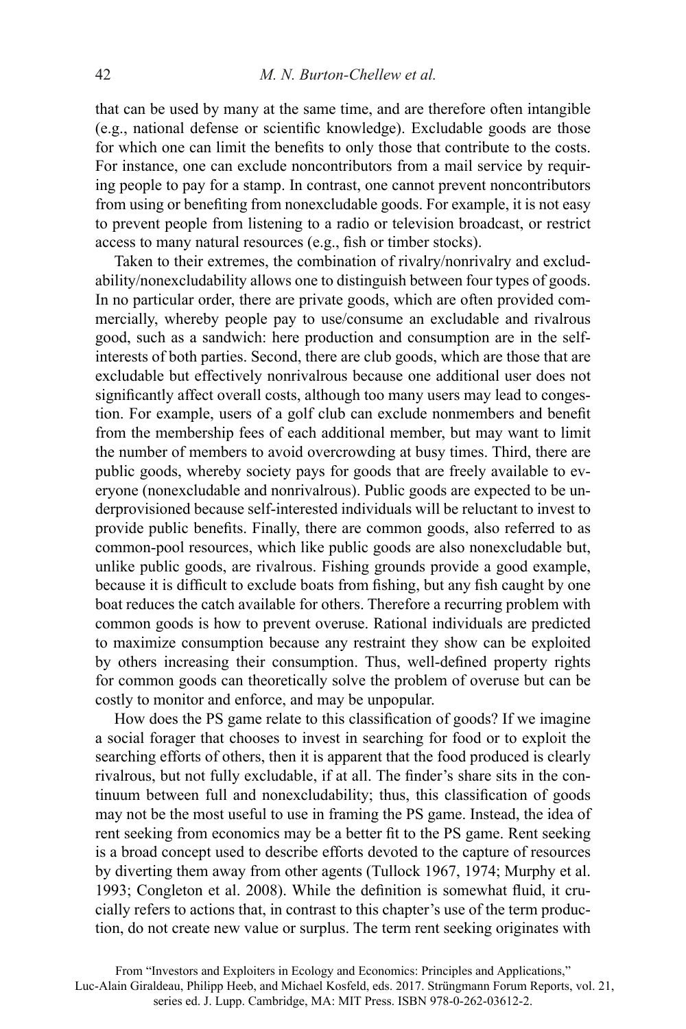that can be used by many at the same time, and are therefore often intangible (e.g., national defense or scientific knowledge). Excludable goods are those for which one can limit the benefits to only those that contribute to the costs. For instance, one can exclude noncontributors from a mail service by requiring people to pay for a stamp. In contrast, one cannot prevent noncontributors from using or benefiting from nonexcludable goods. For example, it is not easy to prevent people from listening to a radio or television broadcast, or restrict access to many natural resources (e.g., fish or timber stocks).

Taken to their extremes, the combination of rivalry/nonrivalry and excludability/nonexcludability allows one to distinguish between four types of goods. In no particular order, there are private goods, which are often provided commercially, whereby people pay to use/consume an excludable and rivalrous good, such as a sandwich: here production and consumption are in the self-interests of both parties. Second, there are club goods, which are those that are excludable but effectively nonrivalrous because one additional user does not significantly affect overall costs, although too many users may lead to congestion. For example, users of a golf club can exclude nonmembers and benefit from the membership fees of each additional member, but may want to limit the number of members to avoid overcrowding at busy times. Third, there are public goods, whereby society pays for goods that are freely available to everyone (nonexcludable and nonrivalrous). Public goods are expected to be underprovisioned because self-interested individuals will be reluctant to invest to provide public benefits. Finally, there are common goods, also referred to as common-pool resources, which like public goods are also nonexcludable but, unlike public goods, are rivalrous. Fishing grounds provide a good example, because it is difficult to exclude boats from fishing, but any fish caught by one boat reduces the catch available for others. Therefore a recurring problem with common goods is how to prevent overuse. Rational individuals are predicted to maximize consumption because any restraint they show can be exploited by others increasing their consumption. Thus, well-defined property rights for common goods can theoretically solve the problem of overuse but can be costly to monitor and enforce, and may be unpopular.

How does the PS game relate to this classification of goods? If we imagine a social forager that chooses to invest in searching for food or to exploit the searching efforts of others, then it is apparent that the food produced is clearly rivalrous, but not fully excludable, if at all. The finder's share sits in the continuum between full and nonexcludability; thus, this classification of goods may not be the most useful to use in framing the PS game. Instead, the idea of rent seeking from economics may be a better fit to the PS game. Rent seeking is a broad concept used to describe efforts devoted to the capture of resources by diverting them away from other agents (Tullock 1967, 1974; Murphy et al. 1993; Congleton et al. 2008). While the definition is somewhat fluid, it crucially refers to actions that, in contrast to this chapter's use of the term production, do not create new value or surplus. The term rent seeking originates with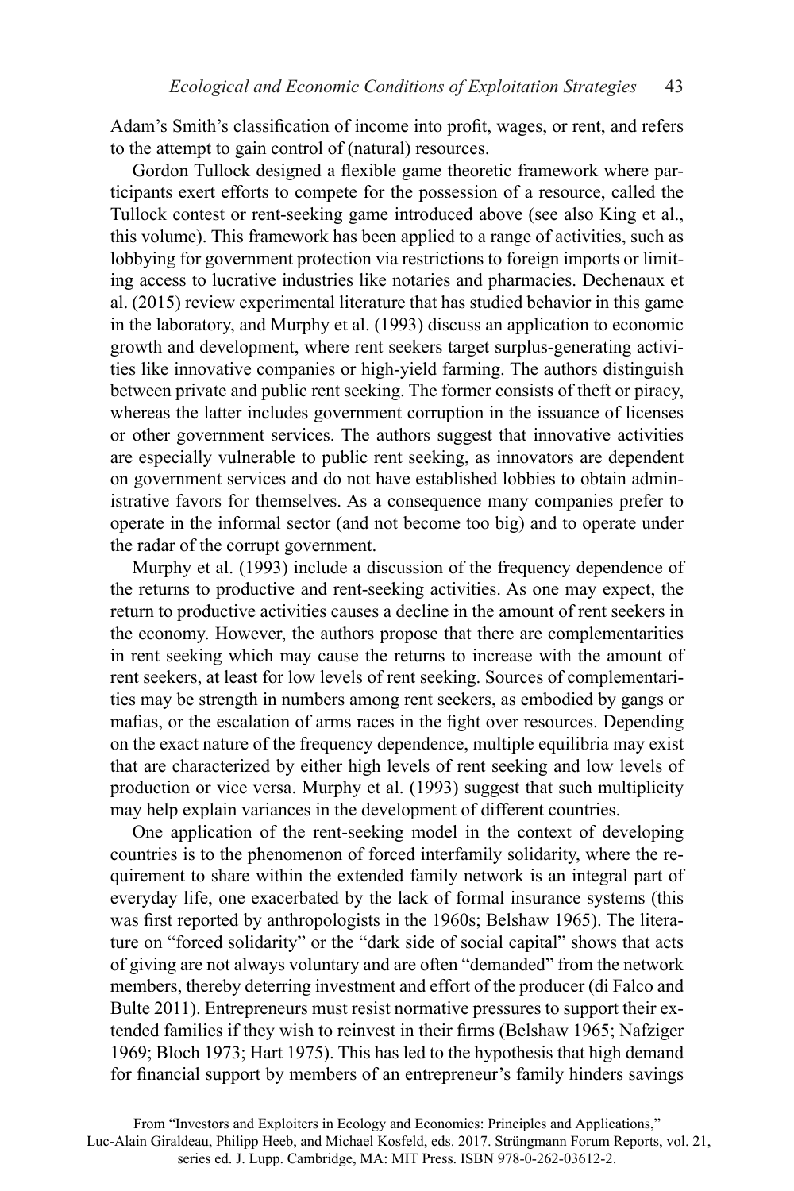Adam's Smith's classification of income into profit, wages, or rent, and refers to the attempt to gain control of (natural) resources.

Gordon Tullock designed a flexible game theoretic framework where participants exert efforts to compete for the possession of a resource, called the Tullock contest or rent-seeking game introduced above (see also King et al., this volume). This framework has been applied to a range of activities, such as lobbying for government protection via restrictions to foreign imports or limiting access to lucrative industries like notaries and pharmacies. Dechenaux et al. (2015) review experimental literature that has studied behavior in this game in the laboratory, and Murphy et al. (1993) discuss an application to economic growth and development, where rent seekers target surplus-generating activities like innovative companies or high-yield farming. The authors distinguish between private and public rent seeking. The former consists of theft or piracy, whereas the latter includes government corruption in the issuance of licenses or other government services. The authors suggest that innovative activities are especially vulnerable to public rent seeking, as innovators are dependent on government services and do not have established lobbies to obtain administrative favors for themselves. As a consequence many companies prefer to operate in the informal sector (and not become too big) and to operate under the radar of the corrupt government.

Murphy et al. (1993) include a discussion of the frequency dependence of the returns to productive and rent-seeking activities. As one may expect, the return to productive activities causes a decline in the amount of rent seekers in the economy. However, the authors propose that there are complementarities in rent seeking which may cause the returns to increase with the amount of rent seekers, at least for low levels of rent seeking. Sources of complementarities may be strength in numbers among rent seekers, as embodied by gangs or mafias, or the escalation of arms races in the fight over resources. Depending on the exact nature of the frequency dependence, multiple equilibria may exist that are characterized by either high levels of rent seeking and low levels of production or vice versa. Murphy et al. (1993) suggest that such multiplicity may help explain variances in the development of different countries.

One application of the rent-seeking model in the context of developing countries is to the phenomenon of forced interfamily solidarity, where the requirement to share within the extended family network is an integral part of everyday life, one exacerbated by the lack of formal insurance systems (this was first reported by anthropologists in the 1960s; Belshaw 1965). The literature on "forced solidarity" or the "dark side of social capital" shows that acts of giving are not always voluntary and are often "demanded" from the network members, thereby deterring investment and effort of the producer (di Falco and Bulte 2011). Entrepreneurs must resist normative pressures to support their extended families if they wish to reinvest in their firms (Belshaw 1965; Nafziger 1969; Bloch 1973; Hart 1975). This has led to the hypothesis that high demand for financial support by members of an entrepreneur's family hinders savings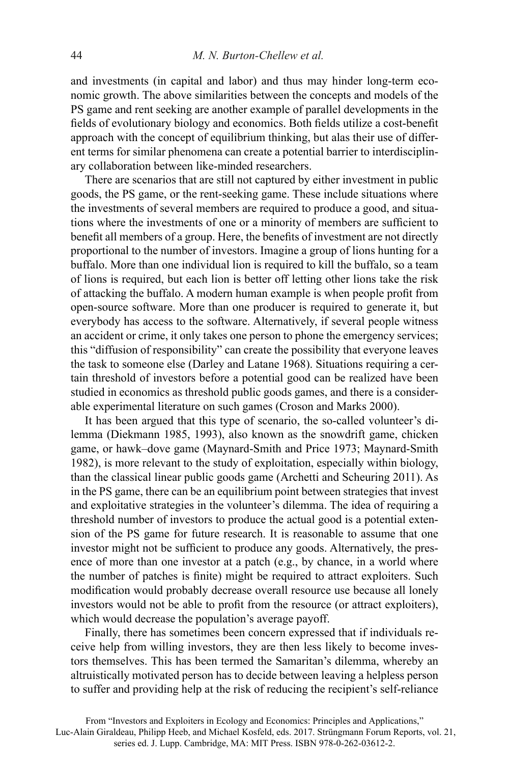and investments (in capital and labor) and thus may hinder long-term economic growth. The above similarities between the concepts and models of the PS game and rent seeking are another example of parallel developments in the fields of evolutionary biology and economics. Both fields utilize a cost-benefit approach with the concept of equilibrium thinking, but alas their use of different terms for similar phenomena can create a potential barrier to interdisciplinary collaboration between like-minded researchers.

There are scenarios that are still not captured by either investment in public goods, the PS game, or the rent-seeking game. These include situations where the investments of several members are required to produce a good, and situations where the investments of one or a minority of members are sufficient to benefit all members of a group. Here, the benefits of investment are not directly proportional to the number of investors. Imagine a group of lions hunting for a buffalo. More than one individual lion is required to kill the buffalo, so a team of lions is required, but each lion is better off letting other lions take the risk of attacking the buffalo. A modern human example is when people profit from open-source software. More than one producer is required to generate it, but everybody has access to the software. Alternatively, if several people witness an accident or crime, it only takes one person to phone the emergency services; this "diffusion of responsibility" can create the possibility that everyone leaves the task to someone else (Darley and Latane 1968). Situations requiring a certain threshold of investors before a potential good can be realized have been studied in economics as threshold public goods games, and there is a considerable experimental literature on such games (Croson and Marks 2000).

It has been argued that this type of scenario, the so-called volunteer's dilemma (Diekmann 1985, 1993), also known as the snowdrift game, chicken game, or hawk–dove game (Maynard-Smith and Price 1973; Maynard-Smith 1982), is more relevant to the study of exploitation, especially within biology, than the classical linear public goods game (Archetti and Scheuring 2011). As in the PS game, there can be an equilibrium point between strategies that invest and exploitative strategies in the volunteer's dilemma. The idea of requiring a threshold number of investors to produce the actual good is a potential extension of the PS game for future research. It is reasonable to assume that one investor might not be sufficient to produce any goods. Alternatively, the presence of more than one investor at a patch (e.g., by chance, in a world where the number of patches is finite) might be required to attract exploiters. Such modification would probably decrease overall resource use because all lonely investors would not be able to profit from the resource (or attract exploiters), which would decrease the population's average payoff.

Finally, there has sometimes been concern expressed that if individuals receive help from willing investors, they are then less likely to become investors themselves. This has been termed the Samaritan's dilemma, whereby an altruistically motivated person has to decide between leaving a helpless person to suffer and providing help at the risk of reducing the recipient's self-reliance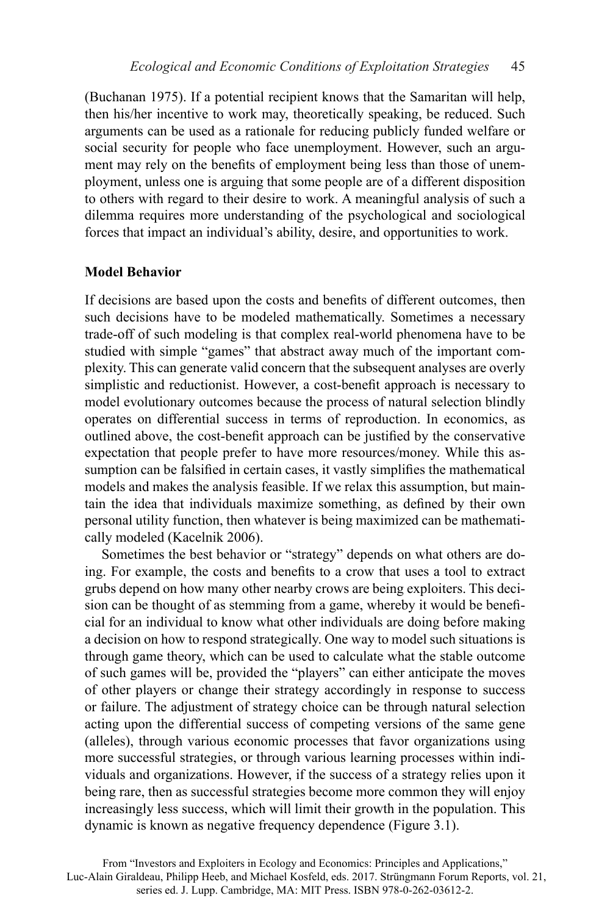(Buchanan 1975). If a potential recipient knows that the Samaritan will help, then his/her incentive to work may, theoretically speaking, be reduced. Such arguments can be used as a rationale for reducing publicly funded welfare or social security for people who face unemployment. However, such an argument may rely on the benefits of employment being less than those of unemployment, unless one is arguing that some people are of a different disposition to others with regard to their desire to work. A meaningful analysis of such a dilemma requires more understanding of the psychological and sociological forces that impact an individual's ability, desire, and opportunities to work.

### Model Behavior

If decisions are based upon the costs and benefits of different outcomes, then such decisions have to be modeled mathematically. Sometimes a necessary trade-off of such modeling is that complex real-world phenomena have to be studied with simple "games" that abstract away much of the important complexity. This can generate valid concern that the subsequent analyses are overly simplistic and reductionist. However, a cost-benefit approach is necessary to model evolutionary outcomes because the process of natural selection blindly operates on differential success in terms of reproduction. In economics, as outlined above, the cost-benefit approach can be justified by the conservative expectation that people prefer to have more resources/money. While this assumption can be falsified in certain cases, it vastly simplifies the mathematical models and makes the analysis feasible. If we relax this assumption, but maintain the idea that individuals maximize something, as defined by their own personal utility function, then whatever is being maximized can be mathematically modeled (Kacelnik 2006).

Sometimes the best behavior or "strategy" depends on what others are doing. For example, the costs and benefits to a crow that uses a tool to extract grubs depend on how many other nearby crows are being exploiters. This decision can be thought of as stemming from a game, whereby it would be beneficial for an individual to know what other individuals are doing before making a decision on how to respond strategically. One way to model such situations is through game theory, which can be used to calculate what the stable outcome of such games will be, provided the "players" can either anticipate the moves of other players or change their strategy accordingly in response to success or failure. The adjustment of strategy choice can be through natural selection acting upon the differential success of competing versions of the same gene (alleles), through various economic processes that favor organizations using more successful strategies, or through various learning processes within individuals and organizations. However, if the success of a strategy relies upon it being rare, then as successful strategies become more common they will enjoy increasingly less success, which will limit their growth in the population. This dynamic is known as negative frequency dependence (Figure 3.1).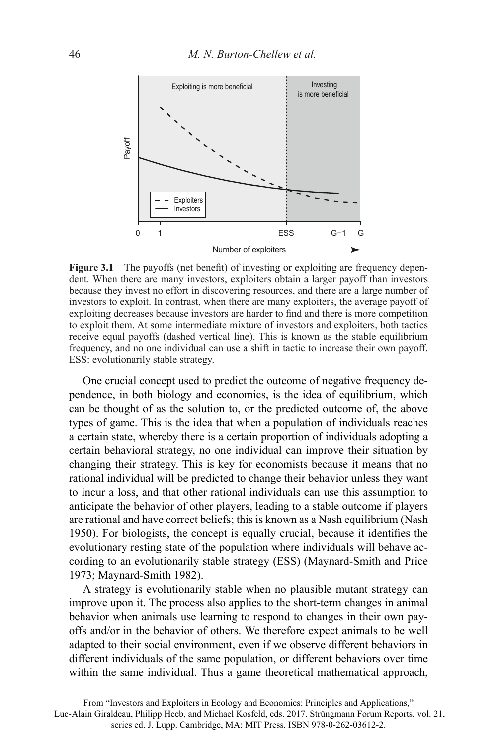**Figure 3.1** The payoffs (net benefit) of investing or exploiting are frequency dependent. When there are many investors, exploiters obtain a larger payoff than investors because they invest no effort in discovering resources, and there are a large number of investors to exploit. In contrast, when there are many exploiters, the average payoff of exploiting decreases because investors are harder to find and there is more competition to exploit them. At some intermediate mixture of investors and exploiters, both tactics receive equal payoffs (dashed vertical line). This is known as the stable equilibrium frequency, and no one individual can use a shift in tactic to increase their own payoff. ESS: evolutionarily stable strategy.

One crucial concept used to predict the outcome of negative frequency dependence, in both biology and economics, is the idea of equilibrium, which can be thought of as the solution to, or the predicted outcome of, the above types of game. This is the idea that when a population of individuals reaches a certain state, whereby there is a certain proportion of individuals adopting a certain behavioral strategy, no one individual can improve their situation by changing their strategy. This is key for economists because it means that no rational individual will be predicted to change their behavior unless they want to incur a loss, and that other rational individuals can use this assumption to anticipate the behavior of other players, leading to a stable outcome if players are rational and have correct beliefs; this is known as a Nash equilibrium (Nash 1950). For biologists, the concept is equally crucial, because it identifies the evolutionary resting state of the population where individuals will behave according to an evolutionarily stable strategy (ESS) (Maynard-Smith and Price 1973; Maynard-Smith 1982).

A strategy is evolutionarily stable when no plausible mutant strategy can improve upon it. The process also applies to the short-term changes in animal behavior when animals use learning to respond to changes in their own payoffs and/or in the behavior of others. We therefore expect animals to be well adapted to their social environment, even if we observe different behaviors in different individuals of the same population, or different behaviors over time within the same individual. Thus a game theoretical mathematical approach,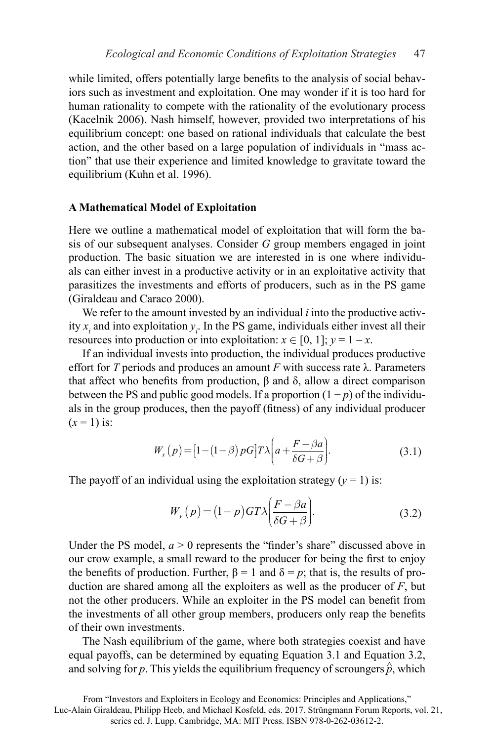while limited, offers potentially large benefits to the analysis of social behaviors such as investment and exploitation. One may wonder if it is too hard for human rationality to compete with the rationality of the evolutionary process (Kacelnik 2006). Nash himself, however, provided two interpretations of his equilibrium concept: one based on rational individuals that calculate the best action, and the other based on a large population of individuals in "mass action" that use their experience and limited knowledge to gravitate toward the equilibrium (Kuhn et al. 1996).

### A Mathematical Model of Exploitation

Here we outline a mathematical model of exploitation that will form the basis of our subsequent analyses. Consider $G$ group members engaged in joint production. The basic situation we are interested in is one where individuals can either invest in a productive activity or in an exploitative activity that parasitizes the investments and efforts of producers, such as in the PS game (Giraldeau and Caraco 2000).

We refer to the amount invested by an individual $i$ into the productive activity $x_i$ and into exploitation $y_i$. In the PS game, individuals either invest all their resources into production or into exploitation: $x \in [0, 1]$; $y = 1 - x$.

If an individual invests into production, the individual produces productive effort for $T$ periods and produces an amount $F$ with success rate $\lambda$. Parameters that affect who benefits from production, $\beta$ and $\delta$, allow a direct comparison between the PS and public good models. If a proportion $(1 - p)$ of the individuals in the group produces, then the payoff (fitness) of any individual producer ($x = 1$) is:

$$W_x(p) = \left[1 - (1-\beta)pG\right]T\lambda\left(a + \frac{F - \beta a}{\delta G + \beta}\right). \tag{3.1}$$

The payoff of an individual using the exploitation strategy ($y = 1$) is:

$$W_y(p) = (1-p)GT\lambda\left(\frac{F - \beta a}{\delta G + \beta}\right). \tag{3.2}$$

Under the PS model, $a > 0$ represents the "finder's share" discussed above in our crow example, a small reward to the producer for being the first to enjoy the benefits of production. Further, $\beta = 1$ and $\delta = p$; that is, the results of production are shared among all the exploiters as well as the producer of $F$, but not the other producers. While an exploiter in the PS model can benefit from the investments of all other group members, producers only reap the benefits of their own investments.

The Nash equilibrium of the game, where both strategies coexist and have equal payoffs, can be determined by equating Equation 3.1 and Equation 3.2, and solving for $p$. This yields the equilibrium frequency of scroungers $\hat{p}$, which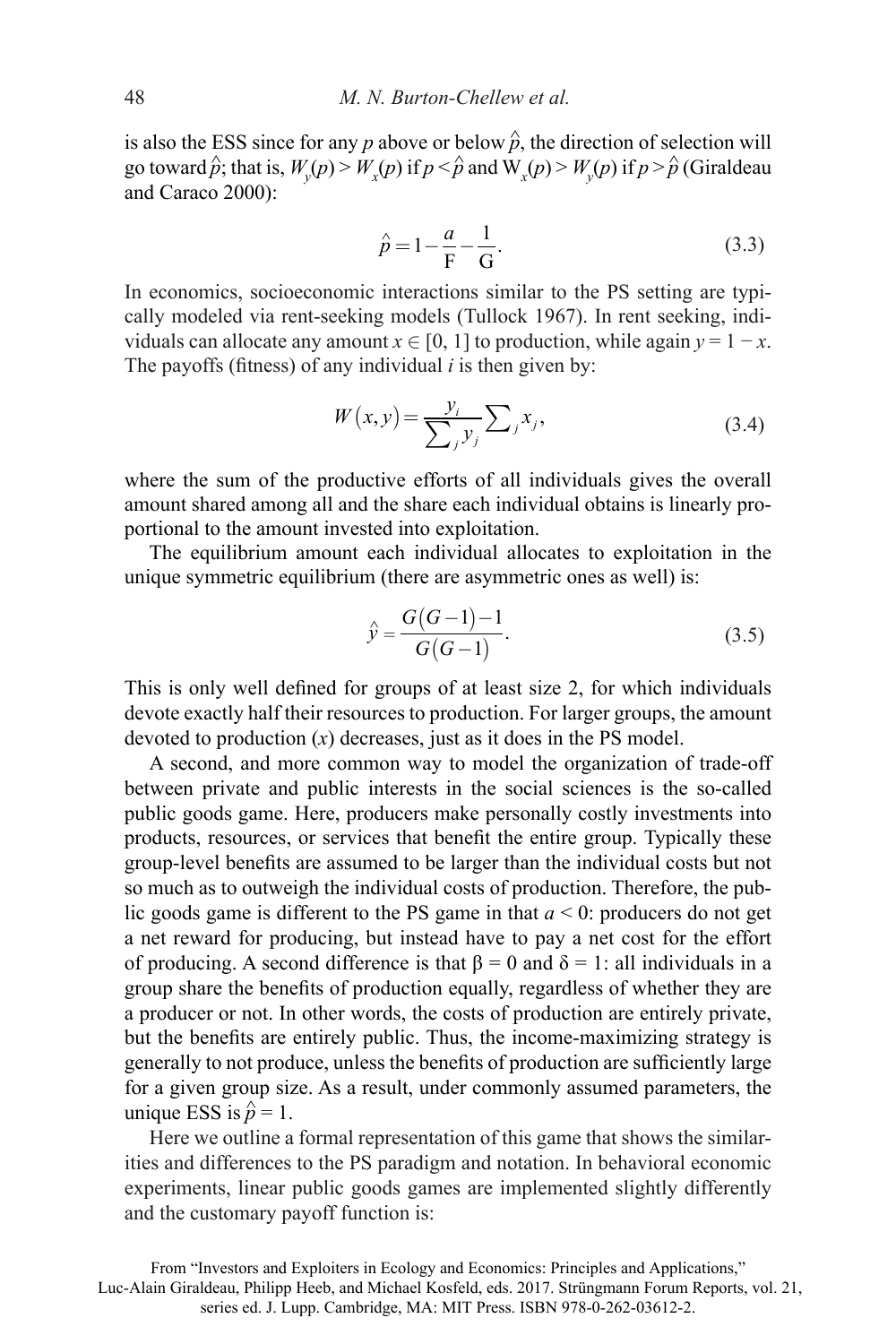is also the ESS since for any $p$ above or below $\hat{p}$, the direction of selection will go toward $\hat{p}$; that is, $W_y(p) > W_x(p)$ if $p < \hat{p}$ and $W_x(p) > W_y(p)$ if $p > \hat{p}$ (Giraldeau and Caraco 2000):

$$\hat{p} = 1 - \frac{a}{\mathrm{F}} - \frac{1}{\mathrm{G}}. \tag{3.3}$$

In economics, socioeconomic interactions similar to the PS setting are typically modeled via rent-seeking models (Tullock 1967). In rent seeking, individuals can allocate any amount $x \in [0, 1]$ to production, while again $y = 1 - x$. The payoffs (fitness) of any individual $i$ is then given by:

$$W(x, y) = \frac{y_i}{\sum_j y_j} \sum_j x_j, \tag{3.4}$$

where the sum of the productive efforts of all individuals gives the overall amount shared among all and the share each individual obtains is linearly proportional to the amount invested into exploitation.

The equilibrium amount each individual allocates to exploitation in the unique symmetric equilibrium (there are asymmetric ones as well) is:

$$\hat{y} = \frac{G(G-1)-1}{G(G-1)}. \tag{3.5}$$

This is only well defined for groups of at least size 2, for which individuals devote exactly half their resources to production. For larger groups, the amount devoted to production ($x$) decreases, just as it does in the PS model.

A second, and more common way to model the organization of trade-off between private and public interests in the social sciences is the so-called public goods game. Here, producers make personally costly investments into products, resources, or services that benefit the entire group. Typically these group-level benefits are assumed to be larger than the individual costs but not so much as to outweigh the individual costs of production. Therefore, the public goods game is different to the PS game in that $a < 0$: producers do not get a net reward for producing, but instead have to pay a net cost for the effort of producing. A second difference is that $\beta = 0$ and $\delta = 1$: all individuals in a group share the benefits of production equally, regardless of whether they are a producer or not. In other words, the costs of production are entirely private, but the benefits are entirely public. Thus, the income-maximizing strategy is generally to not produce, unless the benefits of production are sufficiently large for a given group size. As a result, under commonly assumed parameters, the unique ESS is $\hat{p} = 1$.

Here we outline a formal representation of this game that shows the similarities and differences to the PS paradigm and notation. In behavioral economic experiments, linear public goods games are implemented slightly differently and the customary payoff function is: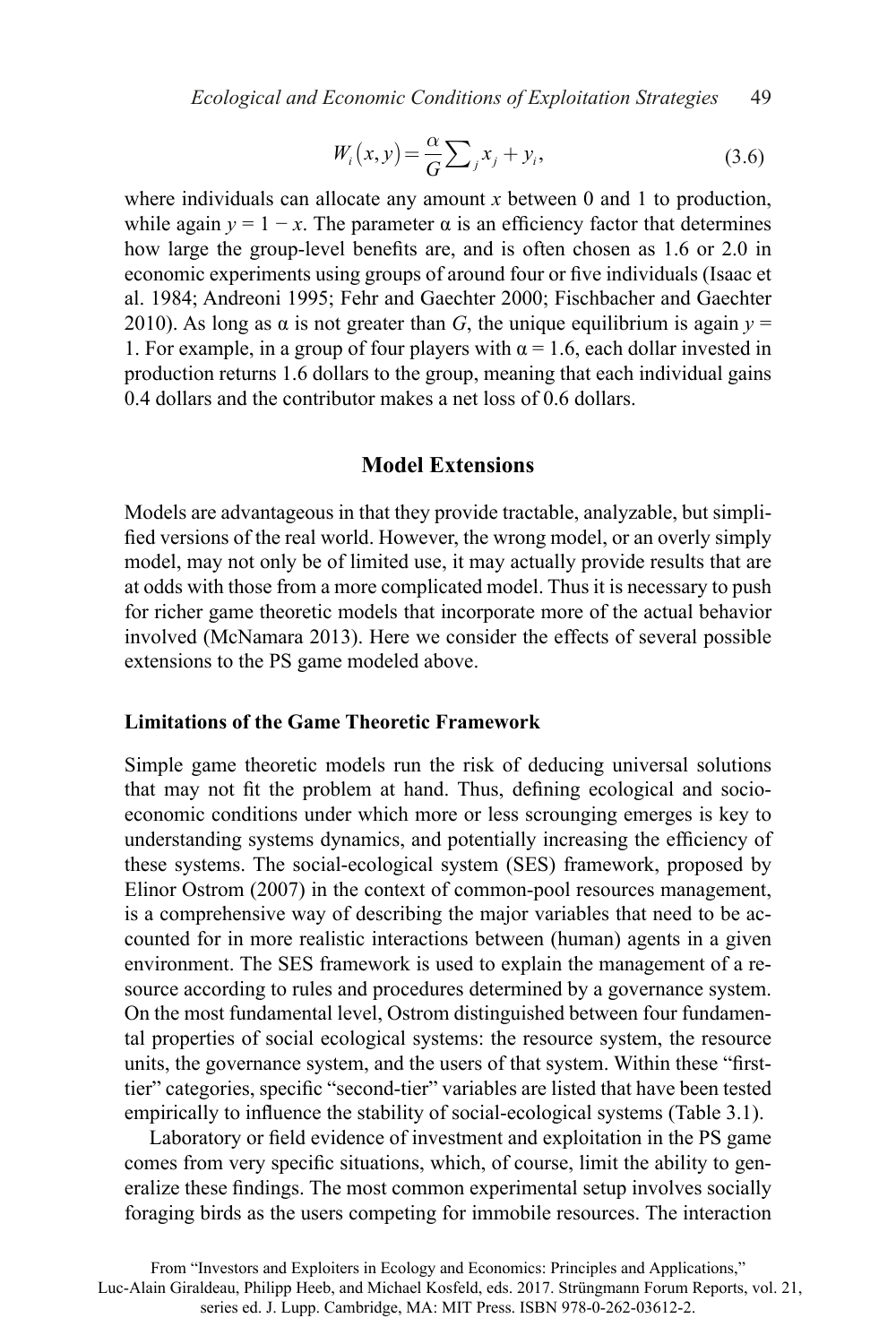$$W_i(x,y) = \frac{\alpha}{G}\sum_j x_j + y_i, \tag{3.6}$$

where individuals can allocate any amount $x$ between 0 and 1 to production, while again $y = 1 - x$. The parameter $\alpha$ is an efficiency factor that determines how large the group-level benefits are, and is often chosen as 1.6 or 2.0 in economic experiments using groups of around four or five individuals (Isaac et al. 1984; Andreoni 1995; Fehr and Gaechter 2000; Fischbacher and Gaechter 2010). As long as $\alpha$ is not greater than $G$, the unique equilibrium is again $y = 1$. For example, in a group of four players with $\alpha = 1.6$, each dollar invested in production returns 1.6 dollars to the group, meaning that each individual gains 0.4 dollars and the contributor makes a net loss of 0.6 dollars.

## Model Extensions

Models are advantageous in that they provide tractable, analyzable, but simplified versions of the real world. However, the wrong model, or an overly simply model, may not only be of limited use, it may actually provide results that are at odds with those from a more complicated model. Thus it is necessary to push for richer game theoretic models that incorporate more of the actual behavior involved (McNamara 2013). Here we consider the effects of several possible extensions to the PS game modeled above.

### Limitations of the Game Theoretic Framework

Simple game theoretic models run the risk of deducing universal solutions that may not fit the problem at hand. Thus, defining ecological and socioeconomic conditions under which more or less scrounging emerges is key to understanding systems dynamics, and potentially increasing the efficiency of these systems. The social-ecological system (SES) framework, proposed by Elinor Ostrom (2007) in the context of common-pool resources management, is a comprehensive way of describing the major variables that need to be accounted for in more realistic interactions between (human) agents in a given environment. The SES framework is used to explain the management of a resource according to rules and procedures determined by a governance system. On the most fundamental level, Ostrom distinguished between four fundamental properties of social ecological systems: the resource system, the resource units, the governance system, and the users of that system. Within these "first-tier" categories, specific "second-tier" variables are listed that have been tested empirically to influence the stability of social-ecological systems (Table 3.1).

Laboratory or field evidence of investment and exploitation in the PS game comes from very specific situations, which, of course, limit the ability to generalize these findings. The most common experimental setup involves socially foraging birds as the users competing for immobile resources. The interaction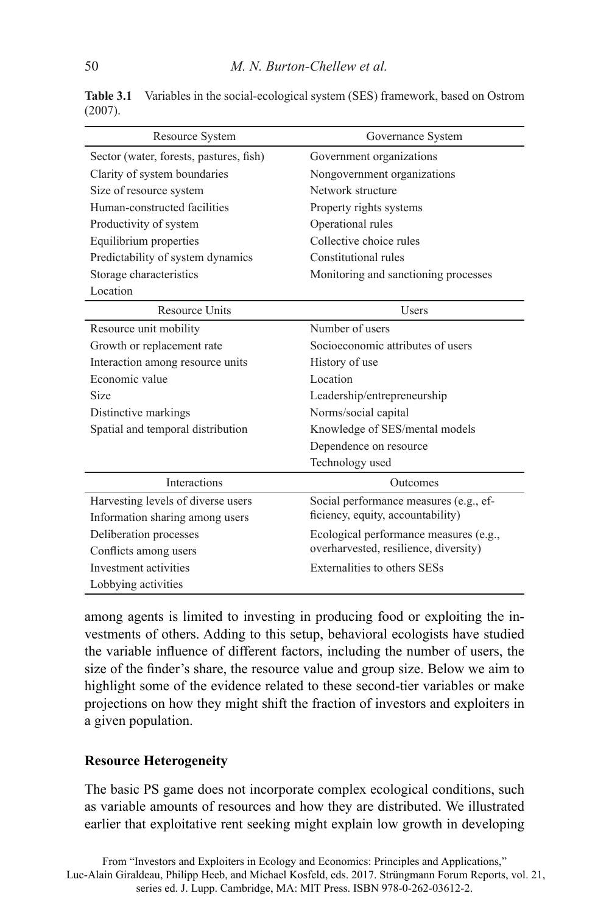**Table 3.1** Variables in the social-ecological system (SES) framework, based on Ostrom (2007).

| Resource System | Governance System |
|---|---|
| Sector (water, forests, pastures, fish) | Government organizations |
| Clarity of system boundaries | Nongovernment organizations |
| Size of resource system | Network structure |
| Human-constructed facilities | Property rights systems |
| Productivity of system | Operational rules |
| Equilibrium properties | Collective choice rules |
| Predictability of system dynamics | Constitutional rules |
| Storage characteristics | Monitoring and sanctioning processes |
| Location | |
| **Resource Units** | **Users** |
| Resource unit mobility | Number of users |
| Growth or replacement rate | Socioeconomic attributes of users |
| Interaction among resource units | History of use |
| Economic value | Location |
| Size | Leadership/entrepreneurship |
| Distinctive markings | Norms/social capital |
| Spatial and temporal distribution | Knowledge of SES/mental models |
| | Dependence on resource |
| | Technology used |
| **Interactions** | **Outcomes** |
| Harvesting levels of diverse users | Social performance measures (e.g., efficiency, equity, accountability) |
| Information sharing among users | |
| Deliberation processes | Ecological performance measures (e.g., overharvested, resilience, diversity) |
| Conflicts among users | |
| Investment activities | Externalities to others SESs |
| Lobbying activities | |

among agents is limited to investing in producing food or exploiting the investments of others. Adding to this setup, behavioral ecologists have studied the variable influence of different factors, including the number of users, the size of the finder's share, the resource value and group size. Below we aim to highlight some of the evidence related to these second-tier variables or make projections on how they might shift the fraction of investors and exploiters in a given population.

### Resource Heterogeneity

The basic PS game does not incorporate complex ecological conditions, such as variable amounts of resources and how they are distributed. We illustrated earlier that exploitative rent seeking might explain low growth in developing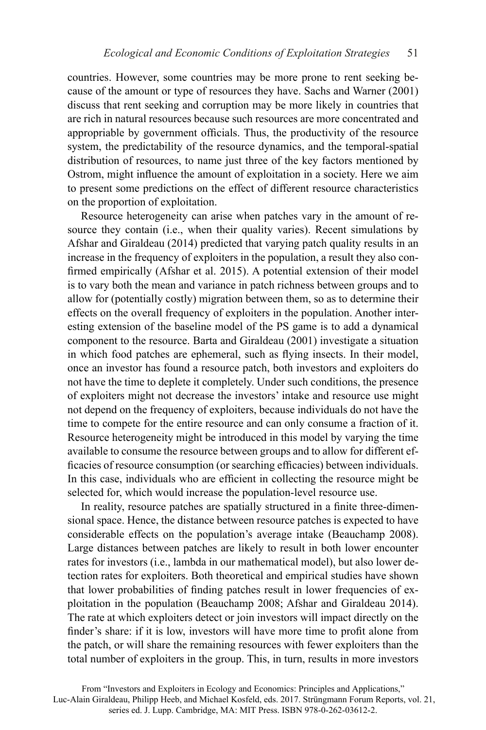countries. However, some countries may be more prone to rent seeking because of the amount or type of resources they have. Sachs and Warner (2001) discuss that rent seeking and corruption may be more likely in countries that are rich in natural resources because such resources are more concentrated and appropriable by government officials. Thus, the productivity of the resource system, the predictability of the resource dynamics, and the temporal-spatial distribution of resources, to name just three of the key factors mentioned by Ostrom, might influence the amount of exploitation in a society. Here we aim to present some predictions on the effect of different resource characteristics on the proportion of exploitation.

Resource heterogeneity can arise when patches vary in the amount of resource they contain (i.e., when their quality varies). Recent simulations by Afshar and Giraldeau (2014) predicted that varying patch quality results in an increase in the frequency of exploiters in the population, a result they also confirmed empirically (Afshar et al. 2015). A potential extension of their model is to vary both the mean and variance in patch richness between groups and to allow for (potentially costly) migration between them, so as to determine their effects on the overall frequency of exploiters in the population. Another interesting extension of the baseline model of the PS game is to add a dynamical component to the resource. Barta and Giraldeau (2001) investigate a situation in which food patches are ephemeral, such as flying insects. In their model, once an investor has found a resource patch, both investors and exploiters do not have the time to deplete it completely. Under such conditions, the presence of exploiters might not decrease the investors' intake and resource use might not depend on the frequency of exploiters, because individuals do not have the time to compete for the entire resource and can only consume a fraction of it. Resource heterogeneity might be introduced in this model by varying the time available to consume the resource between groups and to allow for different efficacies of resource consumption (or searching efficacies) between individuals. In this case, individuals who are efficient in collecting the resource might be selected for, which would increase the population-level resource use.

In reality, resource patches are spatially structured in a finite three-dimensional space. Hence, the distance between resource patches is expected to have considerable effects on the population's average intake (Beauchamp 2008). Large distances between patches are likely to result in both lower encounter rates for investors (i.e., lambda in our mathematical model), but also lower detection rates for exploiters. Both theoretical and empirical studies have shown that lower probabilities of finding patches result in lower frequencies of exploitation in the population (Beauchamp 2008; Afshar and Giraldeau 2014). The rate at which exploiters detect or join investors will impact directly on the finder's share: if it is low, investors will have more time to profit alone from the patch, or will share the remaining resources with fewer exploiters than the total number of exploiters in the group. This, in turn, results in more investors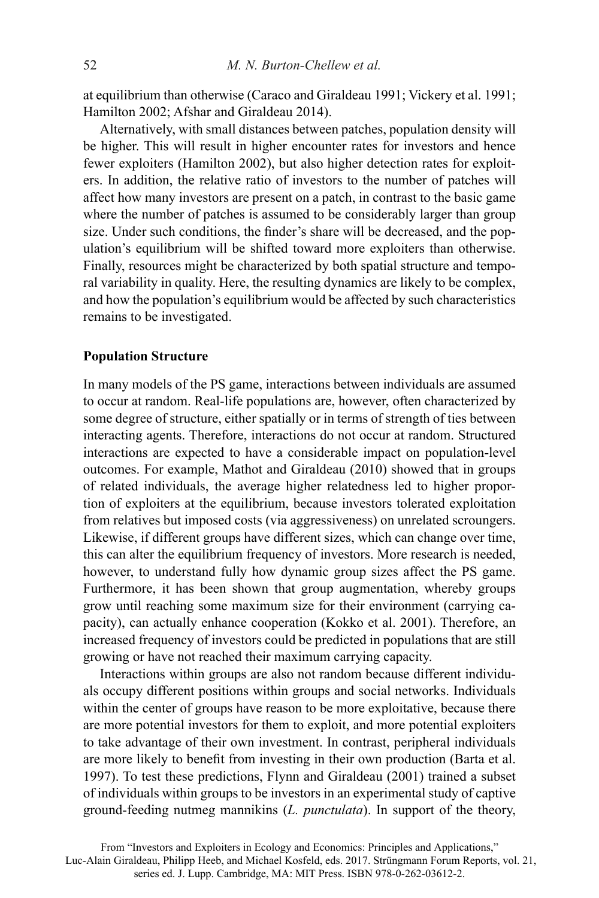at equilibrium than otherwise (Caraco and Giraldeau 1991; Vickery et al. 1991; Hamilton 2002; Afshar and Giraldeau 2014).

Alternatively, with small distances between patches, population density will be higher. This will result in higher encounter rates for investors and hence fewer exploiters (Hamilton 2002), but also higher detection rates for exploiters. In addition, the relative ratio of investors to the number of patches will affect how many investors are present on a patch, in contrast to the basic game where the number of patches is assumed to be considerably larger than group size. Under such conditions, the finder's share will be decreased, and the population's equilibrium will be shifted toward more exploiters than otherwise. Finally, resources might be characterized by both spatial structure and temporal variability in quality. Here, the resulting dynamics are likely to be complex, and how the population's equilibrium would be affected by such characteristics remains to be investigated.

### Population Structure

In many models of the PS game, interactions between individuals are assumed to occur at random. Real-life populations are, however, often characterized by some degree of structure, either spatially or in terms of strength of ties between interacting agents. Therefore, interactions do not occur at random. Structured interactions are expected to have a considerable impact on population-level outcomes. For example, Mathot and Giraldeau (2010) showed that in groups of related individuals, the average higher relatedness led to higher proportion of exploiters at the equilibrium, because investors tolerated exploitation from relatives but imposed costs (via aggressiveness) on unrelated scroungers. Likewise, if different groups have different sizes, which can change over time, this can alter the equilibrium frequency of investors. More research is needed, however, to understand fully how dynamic group sizes affect the PS game. Furthermore, it has been shown that group augmentation, whereby groups grow until reaching some maximum size for their environment (carrying capacity), can actually enhance cooperation (Kokko et al. 2001). Therefore, an increased frequency of investors could be predicted in populations that are still growing or have not reached their maximum carrying capacity.

Interactions within groups are also not random because different individuals occupy different positions within groups and social networks. Individuals within the center of groups have reason to be more exploitative, because there are more potential investors for them to exploit, and more potential exploiters to take advantage of their own investment. In contrast, peripheral individuals are more likely to benefit from investing in their own production (Barta et al. 1997). To test these predictions, Flynn and Giraldeau (2001) trained a subset of individuals within groups to be investors in an experimental study of captive ground-feeding nutmeg mannikins (*L. punctulata*). In support of the theory,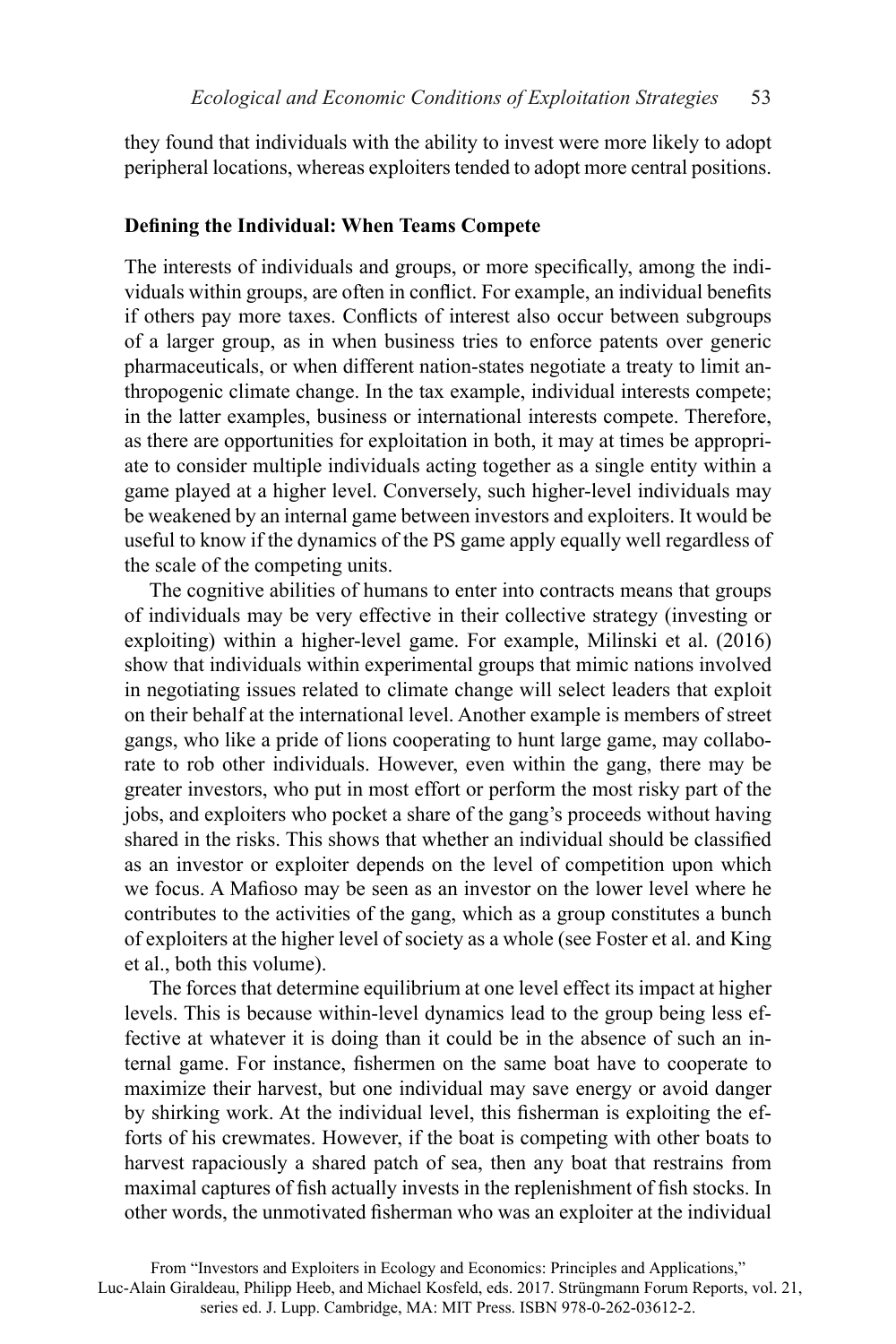they found that individuals with the ability to invest were more likely to adopt peripheral locations, whereas exploiters tended to adopt more central positions.

### Defining the Individual: When Teams Compete

The interests of individuals and groups, or more specifically, among the individuals within groups, are often in conflict. For example, an individual benefits if others pay more taxes. Conflicts of interest also occur between subgroups of a larger group, as in when business tries to enforce patents over generic pharmaceuticals, or when different nation-states negotiate a treaty to limit anthropogenic climate change. In the tax example, individual interests compete; in the latter examples, business or international interests compete. Therefore, as there are opportunities for exploitation in both, it may at times be appropriate to consider multiple individuals acting together as a single entity within a game played at a higher level. Conversely, such higher-level individuals may be weakened by an internal game between investors and exploiters. It would be useful to know if the dynamics of the PS game apply equally well regardless of the scale of the competing units.

The cognitive abilities of humans to enter into contracts means that groups of individuals may be very effective in their collective strategy (investing or exploiting) within a higher-level game. For example, Milinski et al. (2016) show that individuals within experimental groups that mimic nations involved in negotiating issues related to climate change will select leaders that exploit on their behalf at the international level. Another example is members of street gangs, who like a pride of lions cooperating to hunt large game, may collaborate to rob other individuals. However, even within the gang, there may be greater investors, who put in most effort or perform the most risky part of the jobs, and exploiters who pocket a share of the gang's proceeds without having shared in the risks. This shows that whether an individual should be classified as an investor or exploiter depends on the level of competition upon which we focus. A Mafioso may be seen as an investor on the lower level where he contributes to the activities of the gang, which as a group constitutes a bunch of exploiters at the higher level of society as a whole (see Foster et al. and King et al., both this volume).

The forces that determine equilibrium at one level effect its impact at higher levels. This is because within-level dynamics lead to the group being less effective at whatever it is doing than it could be in the absence of such an internal game. For instance, fishermen on the same boat have to cooperate to maximize their harvest, but one individual may save energy or avoid danger by shirking work. At the individual level, this fisherman is exploiting the efforts of his crewmates. However, if the boat is competing with other boats to harvest rapaciously a shared patch of sea, then any boat that restrains from maximal captures of fish actually invests in the replenishment of fish stocks. In other words, the unmotivated fisherman who was an exploiter at the individual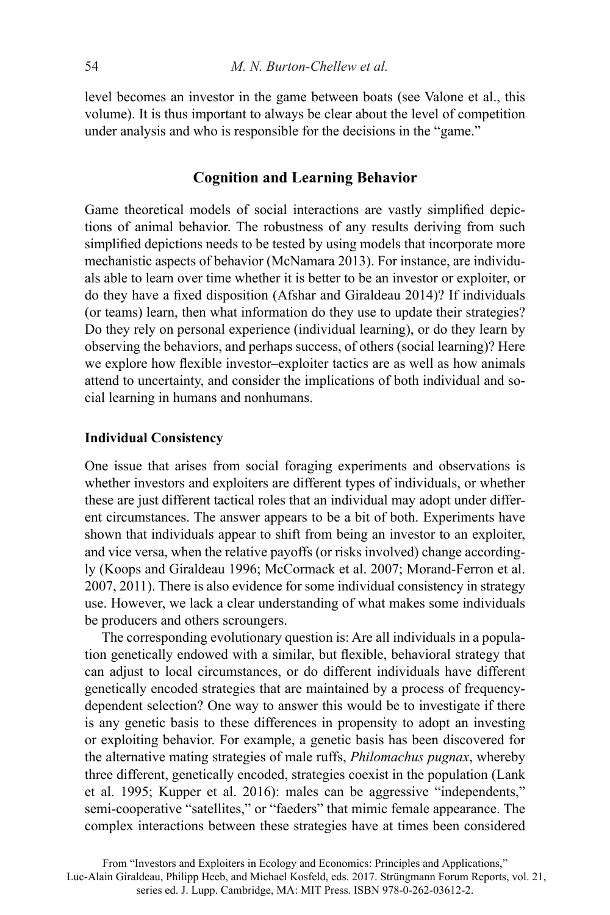level becomes an investor in the game between boats (see Valone et al., this volume). It is thus important to always be clear about the level of competition under analysis and who is responsible for the decisions in the "game."

## Cognition and Learning Behavior

Game theoretical models of social interactions are vastly simplified depictions of animal behavior. The robustness of any results deriving from such simplified depictions needs to be tested by using models that incorporate more mechanistic aspects of behavior (McNamara 2013). For instance, are individuals able to learn over time whether it is better to be an investor or exploiter, or do they have a fixed disposition (Afshar and Giraldeau 2014)? If individuals (or teams) learn, then what information do they use to update their strategies? Do they rely on personal experience (individual learning), or do they learn by observing the behaviors, and perhaps success, of others (social learning)? Here we explore how flexible investor–exploiter tactics are as well as how animals attend to uncertainty, and consider the implications of both individual and social learning in humans and nonhumans.

### Individual Consistency

One issue that arises from social foraging experiments and observations is whether investors and exploiters are different types of individuals, or whether these are just different tactical roles that an individual may adopt under different circumstances. The answer appears to be a bit of both. Experiments have shown that individuals appear to shift from being an investor to an exploiter, and vice versa, when the relative payoffs (or risks involved) change accordingly (Koops and Giraldeau 1996; McCormack et al. 2007; Morand-Ferron et al. 2007, 2011). There is also evidence for some individual consistency in strategy use. However, we lack a clear understanding of what makes some individuals be producers and others scroungers.

The corresponding evolutionary question is: Are all individuals in a population genetically endowed with a similar, but flexible, behavioral strategy that can adjust to local circumstances, or do different individuals have different genetically encoded strategies that are maintained by a process of frequency-dependent selection? One way to answer this would be to investigate if there is any genetic basis to these differences in propensity to adopt an investing or exploiting behavior. For example, a genetic basis has been discovered for the alternative mating strategies of male ruffs, *Philomachus pugnax*, whereby three different, genetically encoded, strategies coexist in the population (Lank et al. 1995; Kupper et al. 2016): males can be aggressive "independents," semi-cooperative "satellites," or "faeders" that mimic female appearance. The complex interactions between these strategies have at times been considered

From "Investors and Exploiters in Ecology and Economics: Principles and Applications," Luc-Alain Giraldeau, Philipp Heeb, and Michael Kosfeld, eds. 2017. Strüngmann Forum Reports, vol. 21, series ed. J. Lupp. Cambridge, MA: MIT Press. ISBN 978-0-262-03612-2.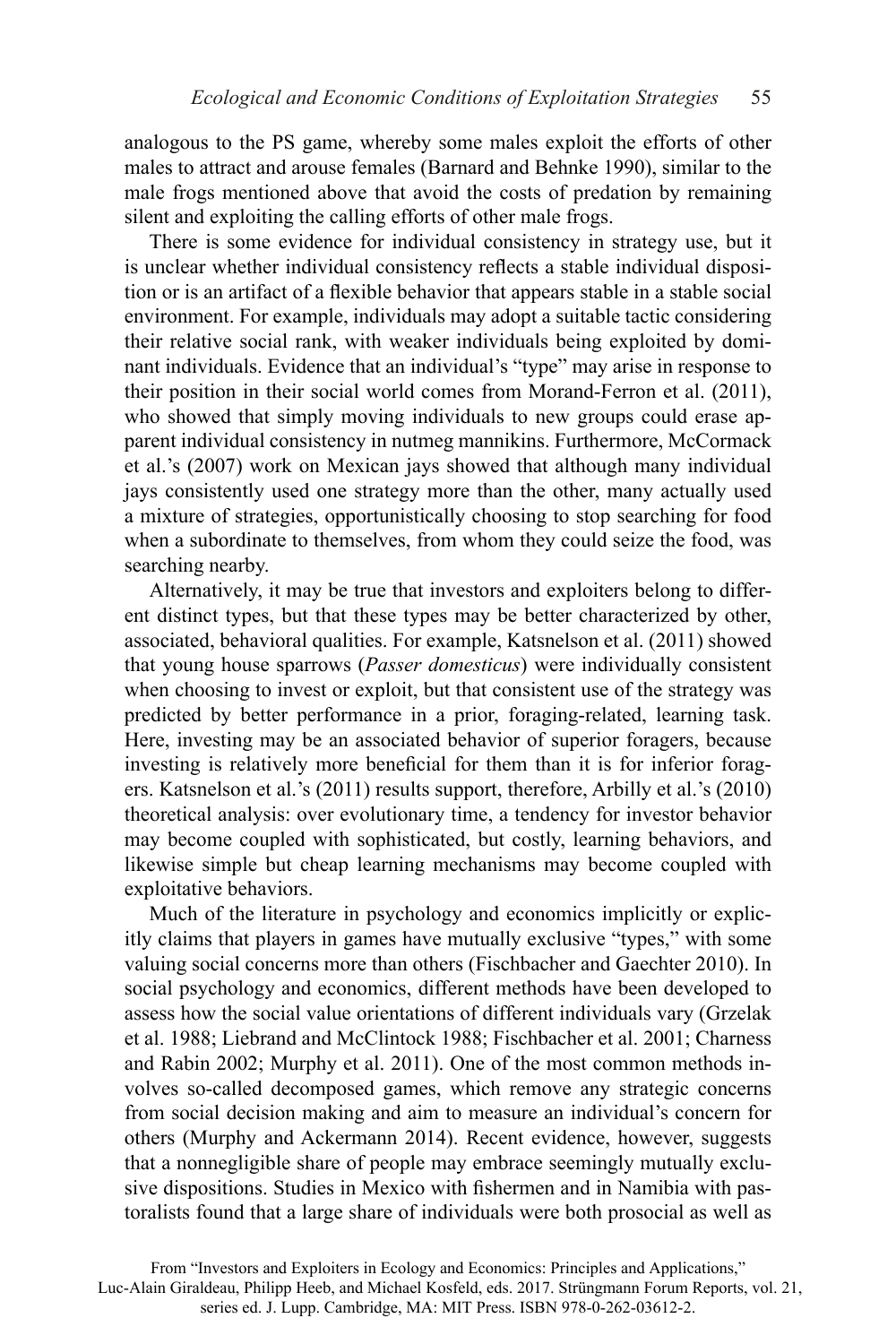analogous to the PS game, whereby some males exploit the efforts of other males to attract and arouse females (Barnard and Behnke 1990), similar to the male frogs mentioned above that avoid the costs of predation by remaining silent and exploiting the calling efforts of other male frogs.

There is some evidence for individual consistency in strategy use, but it is unclear whether individual consistency reflects a stable individual disposition or is an artifact of a flexible behavior that appears stable in a stable social environment. For example, individuals may adopt a suitable tactic considering their relative social rank, with weaker individuals being exploited by dominant individuals. Evidence that an individual's "type" may arise in response to their position in their social world comes from Morand-Ferron et al. (2011), who showed that simply moving individuals to new groups could erase apparent individual consistency in nutmeg mannikins. Furthermore, McCormack et al.'s (2007) work on Mexican jays showed that although many individual jays consistently used one strategy more than the other, many actually used a mixture of strategies, opportunistically choosing to stop searching for food when a subordinate to themselves, from whom they could seize the food, was searching nearby.

Alternatively, it may be true that investors and exploiters belong to different distinct types, but that these types may be better characterized by other, associated, behavioral qualities. For example, Katsnelson et al. (2011) showed that young house sparrows (*Passer domesticus*) were individually consistent when choosing to invest or exploit, but that consistent use of the strategy was predicted by better performance in a prior, foraging-related, learning task. Here, investing may be an associated behavior of superior foragers, because investing is relatively more beneficial for them than it is for inferior foragers. Katsnelson et al.'s (2011) results support, therefore, Arbilly et al.'s (2010) theoretical analysis: over evolutionary time, a tendency for investor behavior may become coupled with sophisticated, but costly, learning behaviors, and likewise simple but cheap learning mechanisms may become coupled with exploitative behaviors.

Much of the literature in psychology and economics implicitly or explicitly claims that players in games have mutually exclusive "types," with some valuing social concerns more than others (Fischbacher and Gaechter 2010). In social psychology and economics, different methods have been developed to assess how the social value orientations of different individuals vary (Grzelak et al. 1988; Liebrand and McClintock 1988; Fischbacher et al. 2001; Charness and Rabin 2002; Murphy et al. 2011). One of the most common methods involves so-called decomposed games, which remove any strategic concerns from social decision making and aim to measure an individual's concern for others (Murphy and Ackermann 2014). Recent evidence, however, suggests that a nonnegligible share of people may embrace seemingly mutually exclusive dispositions. Studies in Mexico with fishermen and in Namibia with pastoralists found that a large share of individuals were both prosocial as well as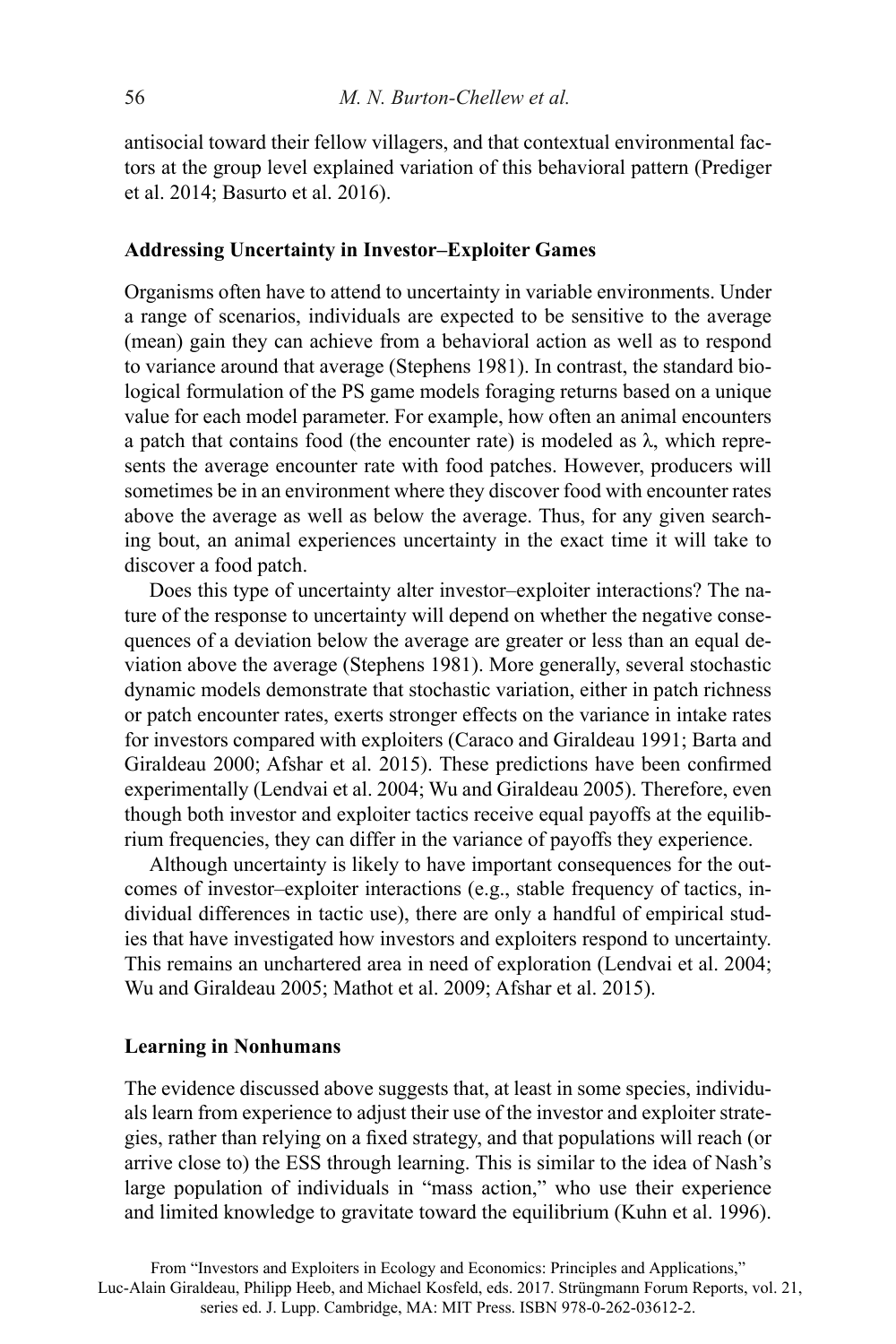antisocial toward their fellow villagers, and that contextual environmental factors at the group level explained variation of this behavioral pattern (Prediger et al. 2014; Basurto et al. 2016).

### Addressing Uncertainty in Investor–Exploiter Games

Organisms often have to attend to uncertainty in variable environments. Under a range of scenarios, individuals are expected to be sensitive to the average (mean) gain they can achieve from a behavioral action as well as to respond to variance around that average (Stephens 1981). In contrast, the standard biological formulation of the PS game models foraging returns based on a unique value for each model parameter. For example, how often an animal encounters a patch that contains food (the encounter rate) is modeled as $\lambda$, which represents the average encounter rate with food patches. However, producers will sometimes be in an environment where they discover food with encounter rates above the average as well as below the average. Thus, for any given searching bout, an animal experiences uncertainty in the exact time it will take to discover a food patch.

Does this type of uncertainty alter investor–exploiter interactions? The nature of the response to uncertainty will depend on whether the negative consequences of a deviation below the average are greater or less than an equal deviation above the average (Stephens 1981). More generally, several stochastic dynamic models demonstrate that stochastic variation, either in patch richness or patch encounter rates, exerts stronger effects on the variance in intake rates for investors compared with exploiters (Caraco and Giraldeau 1991; Barta and Giraldeau 2000; Afshar et al. 2015). These predictions have been confirmed experimentally (Lendvai et al. 2004; Wu and Giraldeau 2005). Therefore, even though both investor and exploiter tactics receive equal payoffs at the equilibrium frequencies, they can differ in the variance of payoffs they experience.

Although uncertainty is likely to have important consequences for the outcomes of investor–exploiter interactions (e.g., stable frequency of tactics, individual differences in tactic use), there are only a handful of empirical studies that have investigated how investors and exploiters respond to uncertainty. This remains an unchartered area in need of exploration (Lendvai et al. 2004; Wu and Giraldeau 2005; Mathot et al. 2009; Afshar et al. 2015).

### Learning in Nonhumans

The evidence discussed above suggests that, at least in some species, individuals learn from experience to adjust their use of the investor and exploiter strategies, rather than relying on a fixed strategy, and that populations will reach (or arrive close to) the ESS through learning. This is similar to the idea of Nash's large population of individuals in "mass action," who use their experience and limited knowledge to gravitate toward the equilibrium (Kuhn et al. 1996).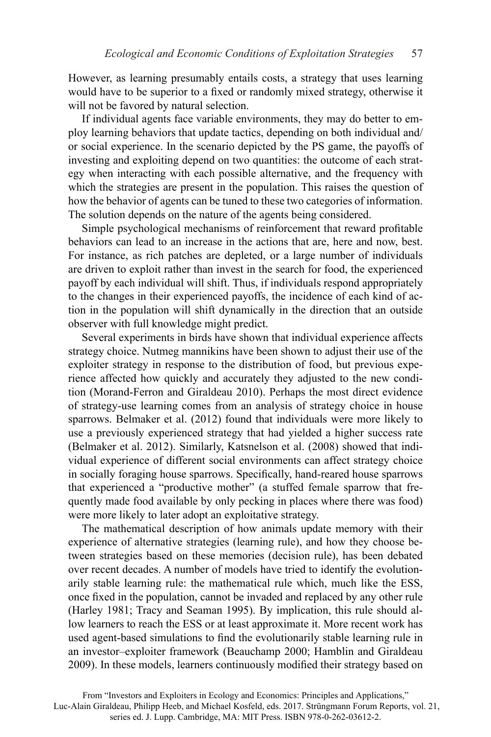However, as learning presumably entails costs, a strategy that uses learning would have to be superior to a fixed or randomly mixed strategy, otherwise it will not be favored by natural selection.

If individual agents face variable environments, they may do better to employ learning behaviors that update tactics, depending on both individual and/or social experience. In the scenario depicted by the PS game, the payoffs of investing and exploiting depend on two quantities: the outcome of each strategy when interacting with each possible alternative, and the frequency with which the strategies are present in the population. This raises the question of how the behavior of agents can be tuned to these two categories of information. The solution depends on the nature of the agents being considered.

Simple psychological mechanisms of reinforcement that reward profitable behaviors can lead to an increase in the actions that are, here and now, best. For instance, as rich patches are depleted, or a large number of individuals are driven to exploit rather than invest in the search for food, the experienced payoff by each individual will shift. Thus, if individuals respond appropriately to the changes in their experienced payoffs, the incidence of each kind of action in the population will shift dynamically in the direction that an outside observer with full knowledge might predict.

Several experiments in birds have shown that individual experience affects strategy choice. Nutmeg mannikins have been shown to adjust their use of the exploiter strategy in response to the distribution of food, but previous experience affected how quickly and accurately they adjusted to the new condition (Morand-Ferron and Giraldeau 2010). Perhaps the most direct evidence of strategy-use learning comes from an analysis of strategy choice in house sparrows. Belmaker et al. (2012) found that individuals were more likely to use a previously experienced strategy that had yielded a higher success rate (Belmaker et al. 2012). Similarly, Katsnelson et al. (2008) showed that individual experience of different social environments can affect strategy choice in socially foraging house sparrows. Specifically, hand-reared house sparrows that experienced a "productive mother" (a stuffed female sparrow that frequently made food available by only pecking in places where there was food) were more likely to later adopt an exploitative strategy.

The mathematical description of how animals update memory with their experience of alternative strategies (learning rule), and how they choose between strategies based on these memories (decision rule), has been debated over recent decades. A number of models have tried to identify the evolutionarily stable learning rule: the mathematical rule which, much like the ESS, once fixed in the population, cannot be invaded and replaced by any other rule (Harley 1981; Tracy and Seaman 1995). By implication, this rule should allow learners to reach the ESS or at least approximate it. More recent work has used agent-based simulations to find the evolutionarily stable learning rule in an investor–exploiter framework (Beauchamp 2000; Hamblin and Giraldeau 2009). In these models, learners continuously modified their strategy based on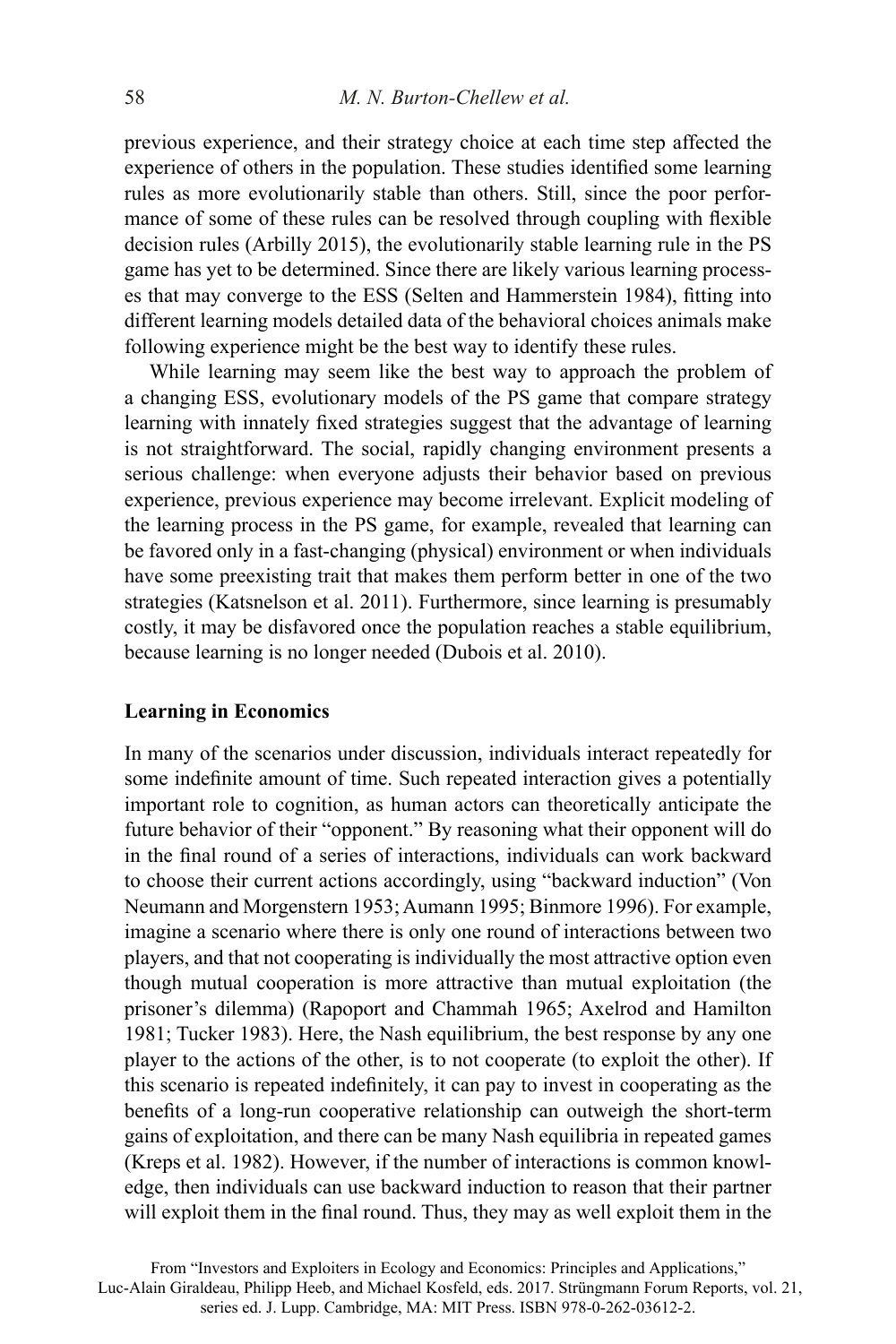previous experience, and their strategy choice at each time step affected the experience of others in the population. These studies identified some learning rules as more evolutionarily stable than others. Still, since the poor performance of some of these rules can be resolved through coupling with flexible decision rules (Arbilly 2015), the evolutionarily stable learning rule in the PS game has yet to be determined. Since there are likely various learning processes that may converge to the ESS (Selten and Hammerstein 1984), fitting into different learning models detailed data of the behavioral choices animals make following experience might be the best way to identify these rules.

While learning may seem like the best way to approach the problem of a changing ESS, evolutionary models of the PS game that compare strategy learning with innately fixed strategies suggest that the advantage of learning is not straightforward. The social, rapidly changing environment presents a serious challenge: when everyone adjusts their behavior based on previous experience, previous experience may become irrelevant. Explicit modeling of the learning process in the PS game, for example, revealed that learning can be favored only in a fast-changing (physical) environment or when individuals have some preexisting trait that makes them perform better in one of the two strategies (Katsnelson et al. 2011). Furthermore, since learning is presumably costly, it may be disfavored once the population reaches a stable equilibrium, because learning is no longer needed (Dubois et al. 2010).

## Learning in Economics

In many of the scenarios under discussion, individuals interact repeatedly for some indefinite amount of time. Such repeated interaction gives a potentially important role to cognition, as human actors can theoretically anticipate the future behavior of their "opponent." By reasoning what their opponent will do in the final round of a series of interactions, individuals can work backward to choose their current actions accordingly, using "backward induction" (Von Neumann and Morgenstern 1953; Aumann 1995; Binmore 1996). For example, imagine a scenario where there is only one round of interactions between two players, and that not cooperating is individually the most attractive option even though mutual cooperation is more attractive than mutual exploitation (the prisoner's dilemma) (Rapoport and Chammah 1965; Axelrod and Hamilton 1981; Tucker 1983). Here, the Nash equilibrium, the best response by any one player to the actions of the other, is to not cooperate (to exploit the other). If this scenario is repeated indefinitely, it can pay to invest in cooperating as the benefits of a long-run cooperative relationship can outweigh the short-term gains of exploitation, and there can be many Nash equilibria in repeated games (Kreps et al. 1982). However, if the number of interactions is common knowledge, then individuals can use backward induction to reason that their partner will exploit them in the final round. Thus, they may as well exploit them in the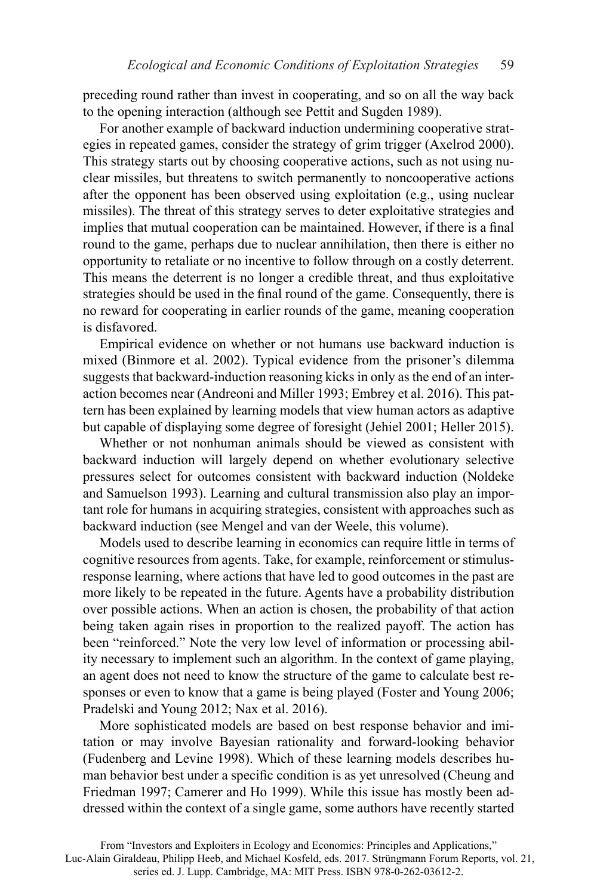preceding round rather than invest in cooperating, and so on all the way back to the opening interaction (although see Pettit and Sugden 1989).

For another example of backward induction undermining cooperative strategies in repeated games, consider the strategy of grim trigger (Axelrod 2000). This strategy starts out by choosing cooperative actions, such as not using nuclear missiles, but threatens to switch permanently to noncooperative actions after the opponent has been observed using exploitation (e.g., using nuclear missiles). The threat of this strategy serves to deter exploitative strategies and implies that mutual cooperation can be maintained. However, if there is a final round to the game, perhaps due to nuclear annihilation, then there is either no opportunity to retaliate or no incentive to follow through on a costly deterrent. This means the deterrent is no longer a credible threat, and thus exploitative strategies should be used in the final round of the game. Consequently, there is no reward for cooperating in earlier rounds of the game, meaning cooperation is disfavored.

Empirical evidence on whether or not humans use backward induction is mixed (Binmore et al. 2002). Typical evidence from the prisoner's dilemma suggests that backward-induction reasoning kicks in only as the end of an interaction becomes near (Andreoni and Miller 1993; Embrey et al. 2016). This pattern has been explained by learning models that view human actors as adaptive but capable of displaying some degree of foresight (Jehiel 2001; Heller 2015).

Whether or not nonhuman animals should be viewed as consistent with backward induction will largely depend on whether evolutionary selective pressures select for outcomes consistent with backward induction (Noldeke and Samuelson 1993). Learning and cultural transmission also play an important role for humans in acquiring strategies, consistent with approaches such as backward induction (see Mengel and van der Weele, this volume).

Models used to describe learning in economics can require little in terms of cognitive resources from agents. Take, for example, reinforcement or stimulus-response learning, where actions that have led to good outcomes in the past are more likely to be repeated in the future. Agents have a probability distribution over possible actions. When an action is chosen, the probability of that action being taken again rises in proportion to the realized payoff. The action has been "reinforced." Note the very low level of information or processing ability necessary to implement such an algorithm. In the context of game playing, an agent does not need to know the structure of the game to calculate best responses or even to know that a game is being played (Foster and Young 2006; Pradelski and Young 2012; Nax et al. 2016).

More sophisticated models are based on best response behavior and imitation or may involve Bayesian rationality and forward-looking behavior (Fudenberg and Levine 1998). Which of these learning models describes human behavior best under a specific condition is as yet unresolved (Cheung and Friedman 1997; Camerer and Ho 1999). While this issue has mostly been addressed within the context of a single game, some authors have recently started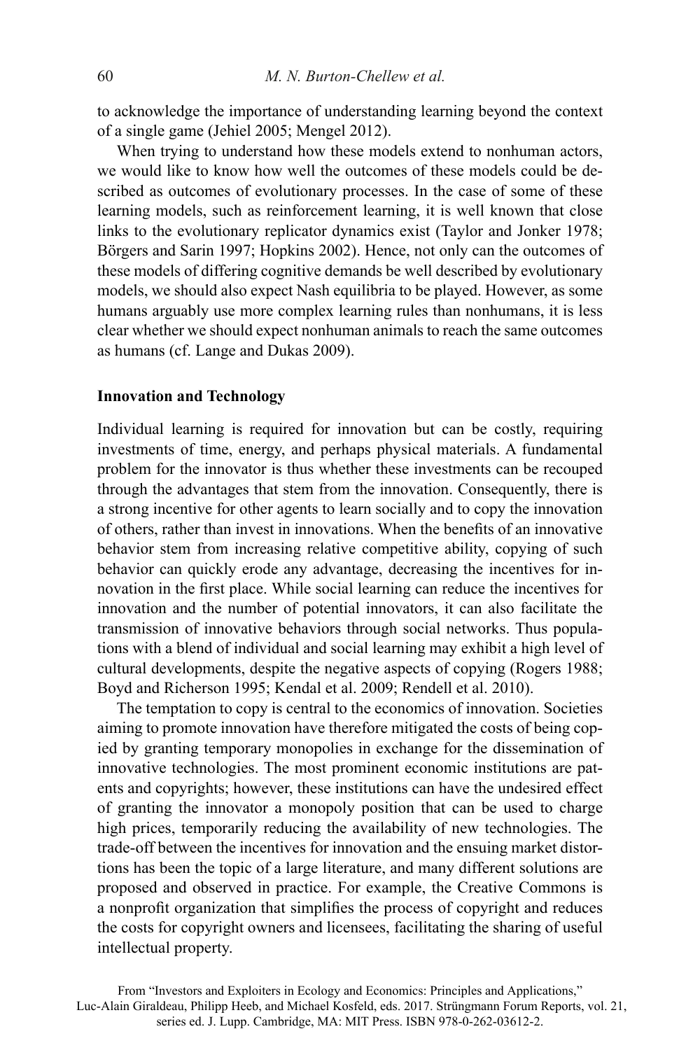to acknowledge the importance of understanding learning beyond the context of a single game (Jehiel 2005; Mengel 2012).

When trying to understand how these models extend to nonhuman actors, we would like to know how well the outcomes of these models could be described as outcomes of evolutionary processes. In the case of some of these learning models, such as reinforcement learning, it is well known that close links to the evolutionary replicator dynamics exist (Taylor and Jonker 1978; Börgers and Sarin 1997; Hopkins 2002). Hence, not only can the outcomes of these models of differing cognitive demands be well described by evolutionary models, we should also expect Nash equilibria to be played. However, as some humans arguably use more complex learning rules than nonhumans, it is less clear whether we should expect nonhuman animals to reach the same outcomes as humans (cf. Lange and Dukas 2009).

### Innovation and Technology

Individual learning is required for innovation but can be costly, requiring investments of time, energy, and perhaps physical materials. A fundamental problem for the innovator is thus whether these investments can be recouped through the advantages that stem from the innovation. Consequently, there is a strong incentive for other agents to learn socially and to copy the innovation of others, rather than invest in innovations. When the benefits of an innovative behavior stem from increasing relative competitive ability, copying of such behavior can quickly erode any advantage, decreasing the incentives for innovation in the first place. While social learning can reduce the incentives for innovation and the number of potential innovators, it can also facilitate the transmission of innovative behaviors through social networks. Thus populations with a blend of individual and social learning may exhibit a high level of cultural developments, despite the negative aspects of copying (Rogers 1988; Boyd and Richerson 1995; Kendal et al. 2009; Rendell et al. 2010).

The temptation to copy is central to the economics of innovation. Societies aiming to promote innovation have therefore mitigated the costs of being copied by granting temporary monopolies in exchange for the dissemination of innovative technologies. The most prominent economic institutions are patents and copyrights; however, these institutions can have the undesired effect of granting the innovator a monopoly position that can be used to charge high prices, temporarily reducing the availability of new technologies. The trade-off between the incentives for innovation and the ensuing market distortions has been the topic of a large literature, and many different solutions are proposed and observed in practice. For example, the Creative Commons is a nonprofit organization that simplifies the process of copyright and reduces the costs for copyright owners and licensees, facilitating the sharing of useful intellectual property.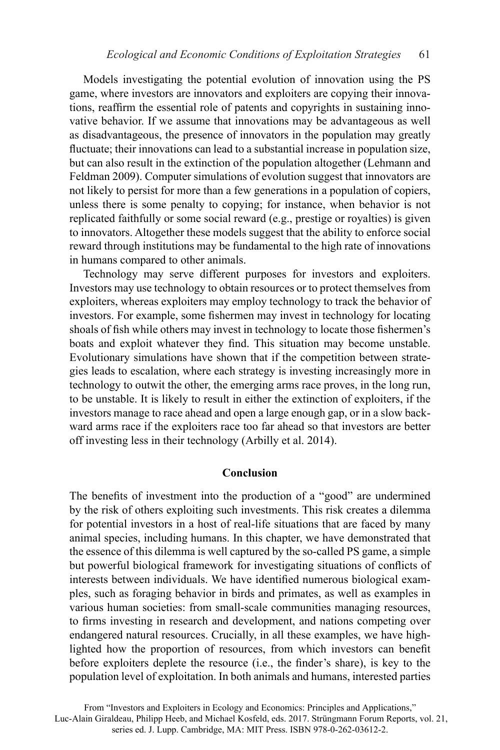Models investigating the potential evolution of innovation using the PS game, where investors are innovators and exploiters are copying their innovations, reaffirm the essential role of patents and copyrights in sustaining innovative behavior. If we assume that innovations may be advantageous as well as disadvantageous, the presence of innovators in the population may greatly fluctuate; their innovations can lead to a substantial increase in population size, but can also result in the extinction of the population altogether (Lehmann and Feldman 2009). Computer simulations of evolution suggest that innovators are not likely to persist for more than a few generations in a population of copiers, unless there is some penalty to copying; for instance, when behavior is not replicated faithfully or some social reward (e.g., prestige or royalties) is given to innovators. Altogether these models suggest that the ability to enforce social reward through institutions may be fundamental to the high rate of innovations in humans compared to other animals.

Technology may serve different purposes for investors and exploiters. Investors may use technology to obtain resources or to protect themselves from exploiters, whereas exploiters may employ technology to track the behavior of investors. For example, some fishermen may invest in technology for locating shoals of fish while others may invest in technology to locate those fishermen's boats and exploit whatever they find. This situation may become unstable. Evolutionary simulations have shown that if the competition between strategies leads to escalation, where each strategy is investing increasingly more in technology to outwit the other, the emerging arms race proves, in the long run, to be unstable. It is likely to result in either the extinction of exploiters, if the investors manage to race ahead and open a large enough gap, or in a slow backward arms race if the exploiters race too far ahead so that investors are better off investing less in their technology (Arbilly et al. 2014).

## Conclusion

The benefits of investment into the production of a "good" are undermined by the risk of others exploiting such investments. This risk creates a dilemma for potential investors in a host of real-life situations that are faced by many animal species, including humans. In this chapter, we have demonstrated that the essence of this dilemma is well captured by the so-called PS game, a simple but powerful biological framework for investigating situations of conflicts of interests between individuals. We have identified numerous biological examples, such as foraging behavior in birds and primates, as well as examples in various human societies: from small-scale communities managing resources, to firms investing in research and development, and nations competing over endangered natural resources. Crucially, in all these examples, we have highlighted how the proportion of resources, from which investors can benefit before exploiters deplete the resource (i.e., the finder's share), is key to the population level of exploitation. In both animals and humans, interested parties

From "Investors and Exploiters in Ecology and Economics: Principles and Applications," Luc-Alain Giraldeau, Philipp Heeb, and Michael Kosfeld, eds. 2017. Strüngmann Forum Reports, vol. 21, series ed. J. Lupp. Cambridge, MA: MIT Press. ISBN 978-0-262-03612-2.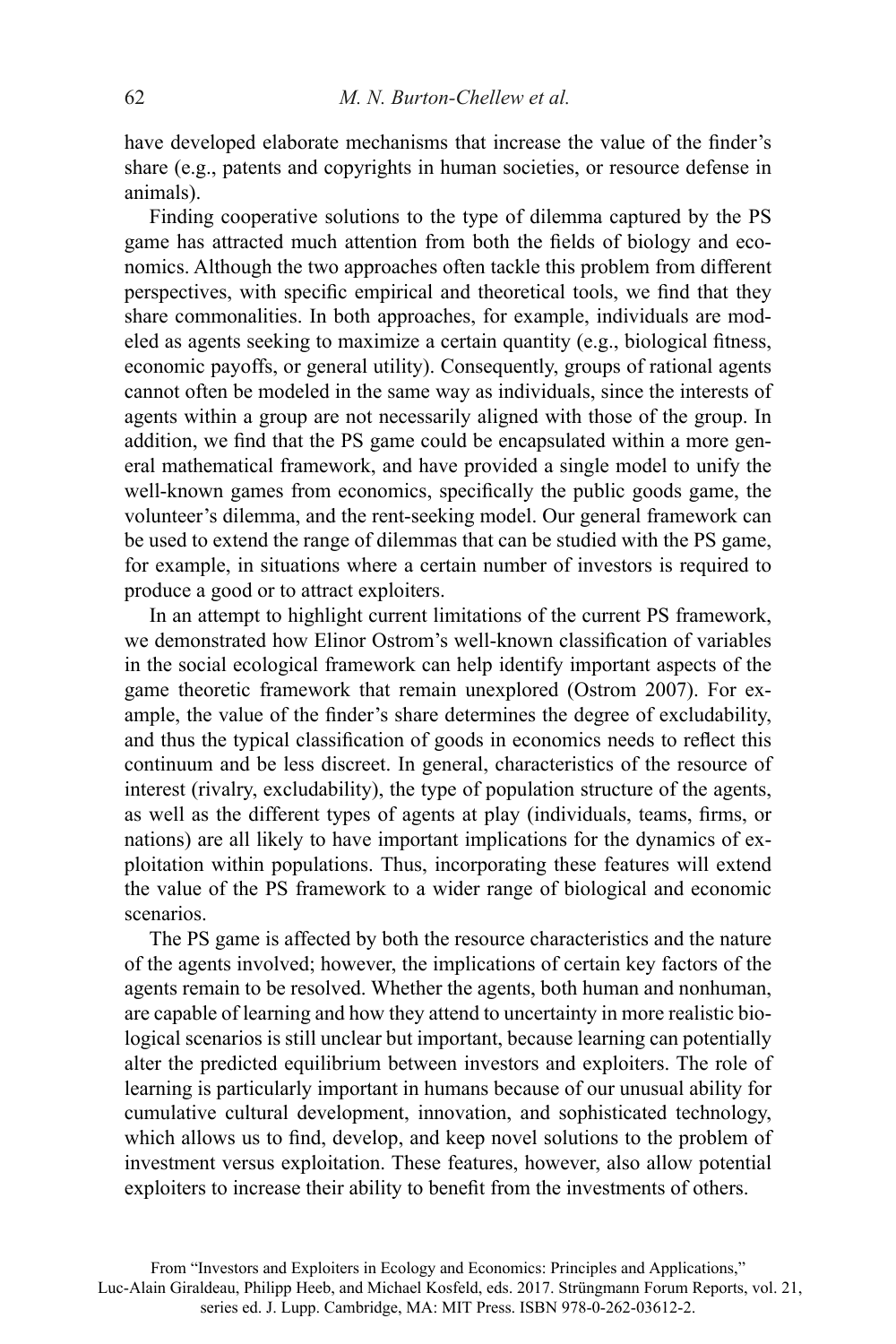have developed elaborate mechanisms that increase the value of the finder's share (e.g., patents and copyrights in human societies, or resource defense in animals).

Finding cooperative solutions to the type of dilemma captured by the PS game has attracted much attention from both the fields of biology and economics. Although the two approaches often tackle this problem from different perspectives, with specific empirical and theoretical tools, we find that they share commonalities. In both approaches, for example, individuals are modeled as agents seeking to maximize a certain quantity (e.g., biological fitness, economic payoffs, or general utility). Consequently, groups of rational agents cannot often be modeled in the same way as individuals, since the interests of agents within a group are not necessarily aligned with those of the group. In addition, we find that the PS game could be encapsulated within a more general mathematical framework, and have provided a single model to unify the well-known games from economics, specifically the public goods game, the volunteer's dilemma, and the rent-seeking model. Our general framework can be used to extend the range of dilemmas that can be studied with the PS game, for example, in situations where a certain number of investors is required to produce a good or to attract exploiters.

In an attempt to highlight current limitations of the current PS framework, we demonstrated how Elinor Ostrom's well-known classification of variables in the social ecological framework can help identify important aspects of the game theoretic framework that remain unexplored (Ostrom 2007). For example, the value of the finder's share determines the degree of excludability, and thus the typical classification of goods in economics needs to reflect this continuum and be less discreet. In general, characteristics of the resource of interest (rivalry, excludability), the type of population structure of the agents, as well as the different types of agents at play (individuals, teams, firms, or nations) are all likely to have important implications for the dynamics of exploitation within populations. Thus, incorporating these features will extend the value of the PS framework to a wider range of biological and economic scenarios.

The PS game is affected by both the resource characteristics and the nature of the agents involved; however, the implications of certain key factors of the agents remain to be resolved. Whether the agents, both human and nonhuman, are capable of learning and how they attend to uncertainty in more realistic biological scenarios is still unclear but important, because learning can potentially alter the predicted equilibrium between investors and exploiters. The role of learning is particularly important in humans because of our unusual ability for cumulative cultural development, innovation, and sophisticated technology, which allows us to find, develop, and keep novel solutions to the problem of investment versus exploitation. These features, however, also allow potential exploiters to increase their ability to benefit from the investments of others.